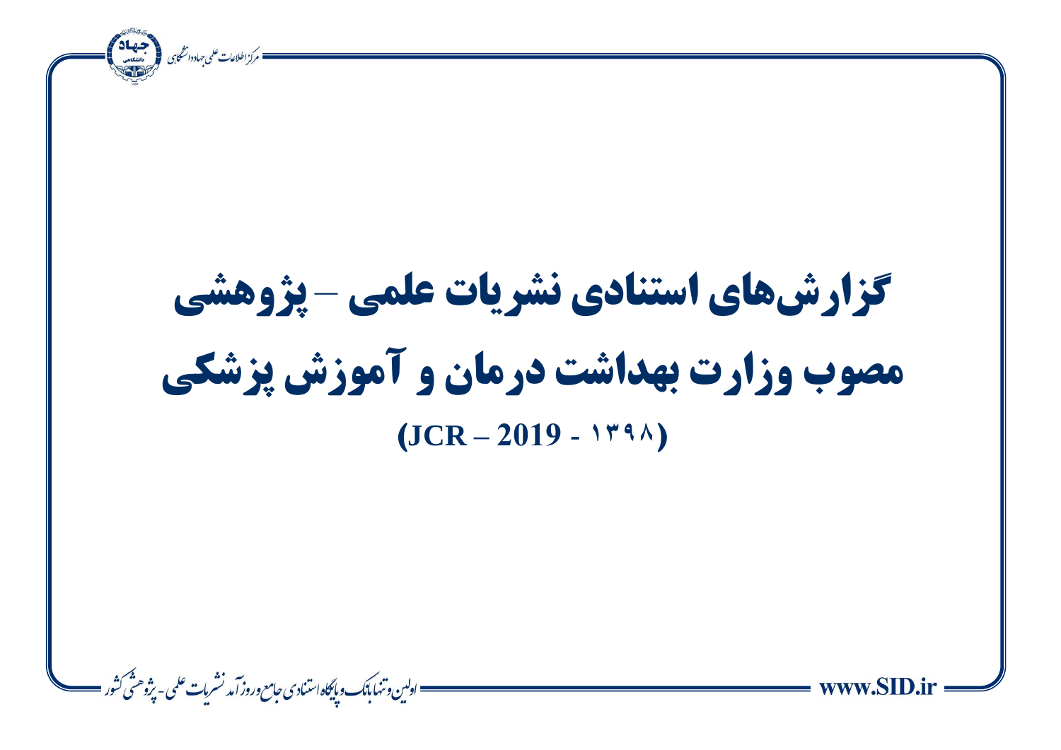# گزارش‌های استنادی نشریات علمی – پژوهشی مصوب وزارت بهداشت درمان و آموزش پزشکی

## (JCR – 2019 - ۱۳۹۸)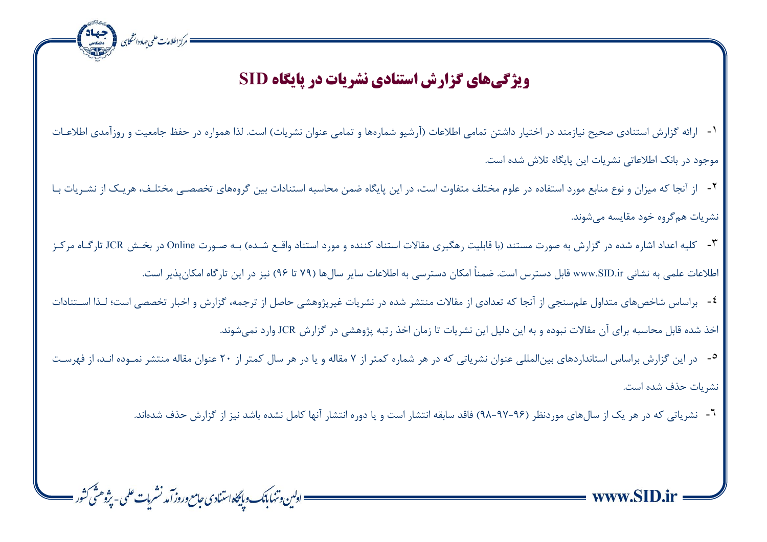# ویژگی‌های گزارش استنادی نشریات در پایگاه SID

۱- ارائه گزارش استنادی صحیح نیازمند در اختیار داشتن تمامی اطلاعات (آرشیو شماره‌ها و تمامی عنوان نشریات) است. لذا همواره در حفظ جامعیت و روزآمدی اطلاعات موجود در بانک اطلاعاتی نشریات این پایگاه تلاش شده است.

۲- از آنجا که میزان و نوع منابع مورد استفاده در علوم مختلف متفاوت است، در این پایگاه ضمن محاسبه استنادات بین گروه‌های تخصصی مختلف، هریک از نشریات با نشریات هم‌گروه خود مقایسه می‌شوند.

۳- کلیه اعداد اشاره شده در گزارش به صورت مستند (با قابلیت رهگیری مقالات استناد کننده و مورد استناد واقع شده) به صورت Online در بخش JCR تارگاه مرکز اطلاعات علمی به نشانی www.SID.ir قابل دسترس است. ضمناً امکان دسترسی به اطلاعات سایر سال‌ها (۷۹ تا ۹۶) نیز در این تارگاه امکان‌پذیر است.

۴- براساس شاخص‌های متداول علم‌سنجی از آنجا که تعدادی از مقالات منتشر شده در نشریات غیرپژوهشی حاصل از ترجمه، گزارش و اخبار تخصصی است؛ لذا استنادات اخذ شده قابل محاسبه برای آن مقالات نبوده و به این دلیل این نشریات تا زمان اخذ رتبه پژوهشی در گزارش JCR وارد نمی‌شوند.

۵- در این گزارش براساس استانداردهای بین‌المللی عنوان نشریاتی که در هر شماره کمتر از ۷ مقاله و یا در هر سال کمتر از ۲۰ عنوان مقاله منتشر نموده اند، از فهرست نشریات حذف شده است.

۶- نشریاتی که در هر یک از سال‌های موردنظر (۹۶-۹۷-۹۸) فاقد سابقه انتشار است و یا دوره انتشار آنها کامل نشده باشد نیز از گزارش حذف شده‌اند.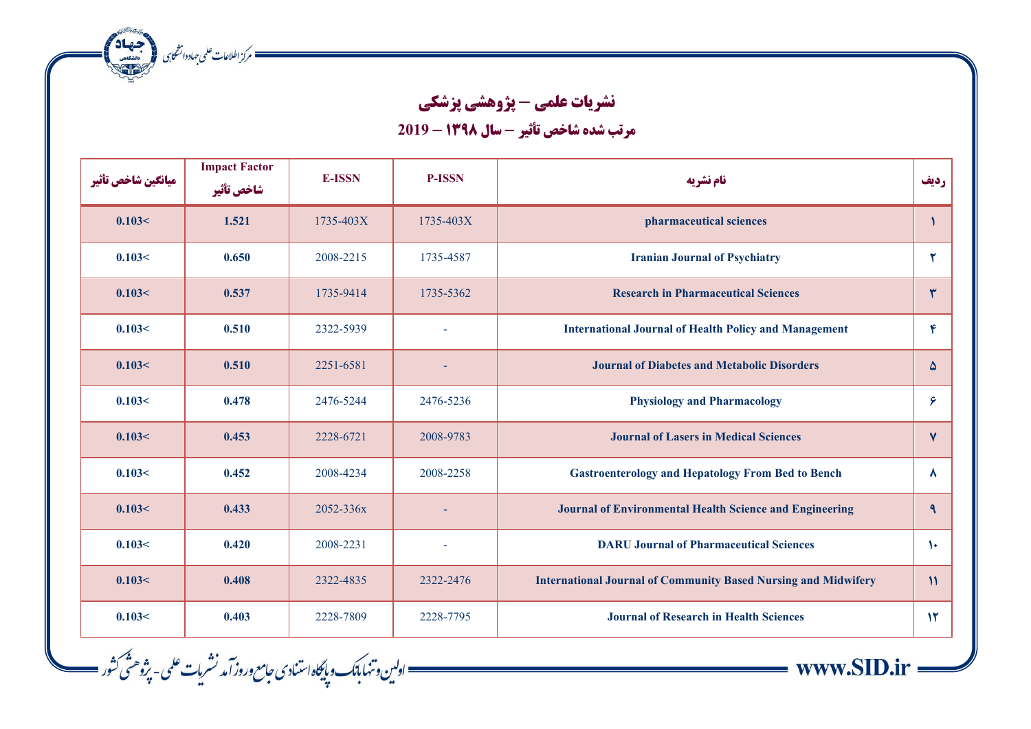## نشریات علمی – پژوهشی پزشکی

### مرتب شده شاخص تأثیر – سال ۱۳۹۸ – 2019

| ردیف | نام نشریه | P-ISSN | E-ISSN | Impact Factor شاخص تأثیر | میانگین شاخص تأثیر |
|---|---|---|---|---|---|
| ۱ | pharmaceutical sciences | 1735-403X | 1735-403X | 1.521 | 0.103< |
| ۲ | Iranian Journal of Psychiatry | 1735-4587 | 2008-2215 | 0.650 | 0.103< |
| ۳ | Research in Pharmaceutical Sciences | 1735-5362 | 1735-9414 | 0.537 | 0.103< |
| ۴ | International Journal of Health Policy and Management | - | 2322-5939 | 0.510 | 0.103< |
| ۵ | Journal of Diabetes and Metabolic Disorders | - | 2251-6581 | 0.510 | 0.103< |
| ۶ | Physiology and Pharmacology | 2476-5236 | 2476-5244 | 0.478 | 0.103< |
| ۷ | Journal of Lasers in Medical Sciences | 2008-9783 | 2228-6721 | 0.453 | 0.103< |
| ۸ | Gastroenterology and Hepatology From Bed to Bench | 2008-2258 | 2008-4234 | 0.452 | 0.103< |
| ۹ | Journal of Environmental Health Science and Engineering | - | 2052-336x | 0.433 | 0.103< |
| ۱۰ | DARU Journal of Pharmaceutical Sciences | - | 2008-2231 | 0.420 | 0.103< |
| ۱۱ | International Journal of Community Based Nursing and Midwifery | 2322-2476 | 2322-4835 | 0.408 | 0.103< |
| ۱۲ | Journal of Research in Health Sciences | 2228-7795 | 2228-7809 | 0.403 | 0.103< |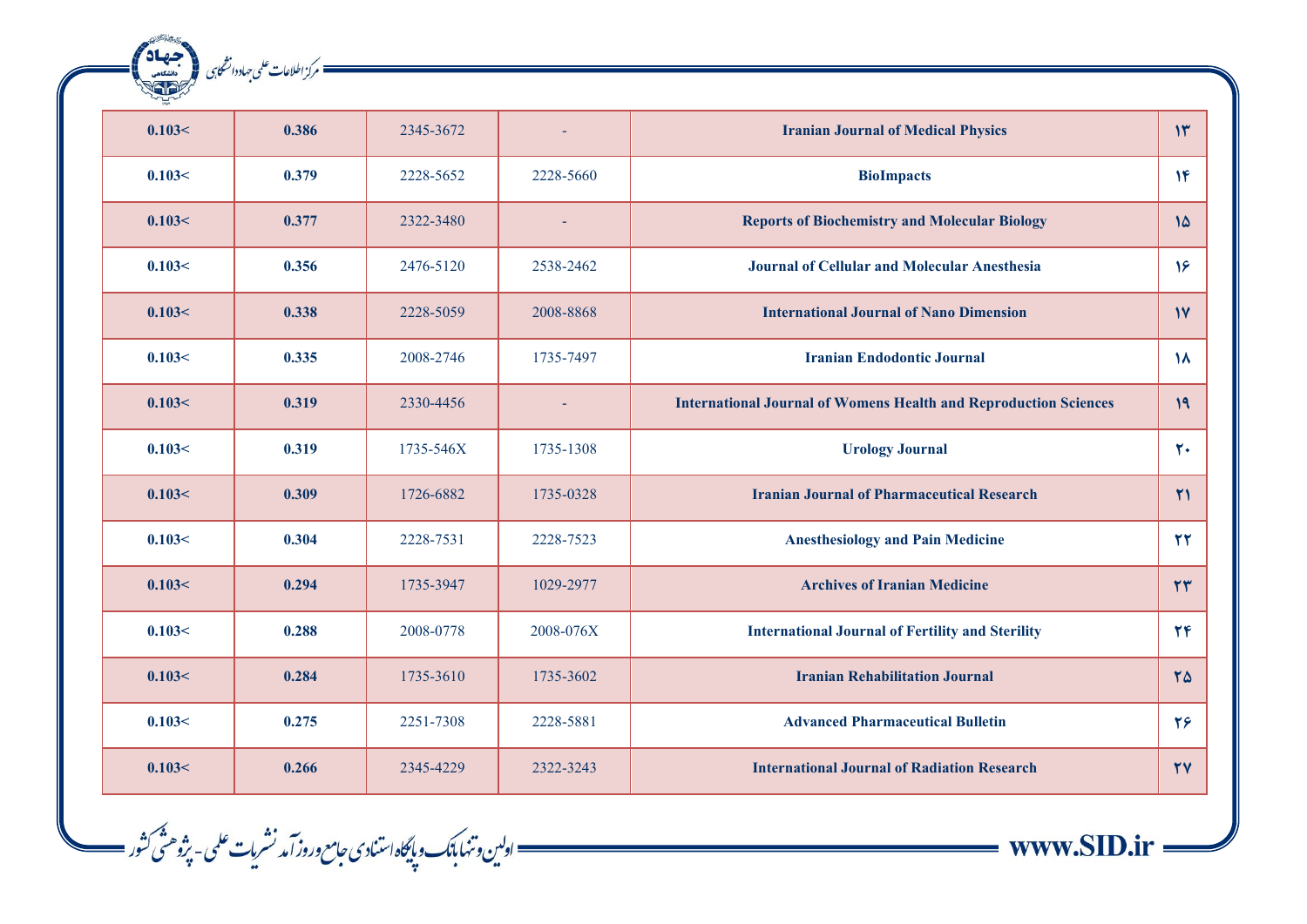| 0.103< | 0.386 | 2345-3672 | - | Iranian Journal of Medical Physics | ۱۳ |
|---|---|---|---|---|---|
| 0.103< | 0.379 | 2228-5652 | 2228-5660 | BioImpacts | ۱۴ |
| 0.103< | 0.377 | 2322-3480 | - | Reports of Biochemistry and Molecular Biology | ۱۵ |
| 0.103< | 0.356 | 2476-5120 | 2538-2462 | Journal of Cellular and Molecular Anesthesia | ۱۶ |
| 0.103< | 0.338 | 2228-5059 | 2008-8868 | International Journal of Nano Dimension | ۱۷ |
| 0.103< | 0.335 | 2008-2746 | 1735-7497 | Iranian Endodontic Journal | ۱۸ |
| 0.103< | 0.319 | 2330-4456 | - | International Journal of Womens Health and Reproduction Sciences | ۱۹ |
| 0.103< | 0.319 | 1735-546X | 1735-1308 | Urology Journal | ۲۰ |
| 0.103< | 0.309 | 1726-6882 | 1735-0328 | Iranian Journal of Pharmaceutical Research | ۲۱ |
| 0.103< | 0.304 | 2228-7531 | 2228-7523 | Anesthesiology and Pain Medicine | ۲۲ |
| 0.103< | 0.294 | 1735-3947 | 1029-2977 | Archives of Iranian Medicine | ۲۳ |
| 0.103< | 0.288 | 2008-0778 | 2008-076X | International Journal of Fertility and Sterility | ۲۴ |
| 0.103< | 0.284 | 1735-3610 | 1735-3602 | Iranian Rehabilitation Journal | ۲۵ |
| 0.103< | 0.275 | 2251-7308 | 2228-5881 | Advanced Pharmaceutical Bulletin | ۲۶ |
| 0.103< | 0.266 | 2345-4229 | 2322-3243 | International Journal of Radiation Research | ۲۷ |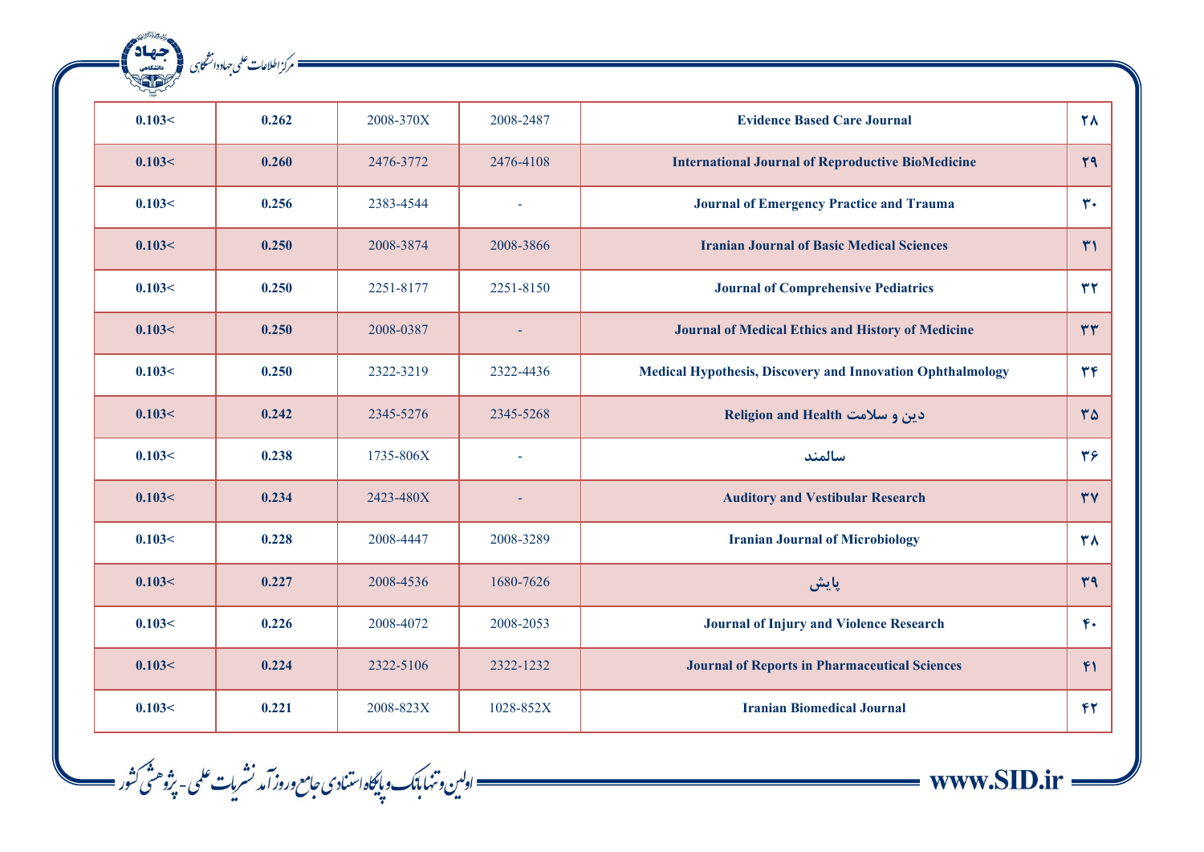| 0.103< | 0.262 | 2008-370X | 2008-2487 | Evidence Based Care Journal | ۲۸ |
|---|---|---|---|---|---|
| 0.103< | 0.260 | 2476-3772 | 2476-4108 | International Journal of Reproductive BioMedicine | ۲۹ |
| 0.103< | 0.256 | 2383-4544 | - | Journal of Emergency Practice and Trauma | ۳۰ |
| 0.103< | 0.250 | 2008-3874 | 2008-3866 | Iranian Journal of Basic Medical Sciences | ۳۱ |
| 0.103< | 0.250 | 2251-8177 | 2251-8150 | Journal of Comprehensive Pediatrics | ۳۲ |
| 0.103< | 0.250 | 2008-0387 | - | Journal of Medical Ethics and History of Medicine | ۳۳ |
| 0.103< | 0.250 | 2322-3219 | 2322-4436 | Medical Hypothesis, Discovery and Innovation Ophthalmology | ۳۴ |
| 0.103< | 0.242 | 2345-5276 | 2345-5268 | Religion and Health دین و سلامت | ۳۵ |
| 0.103< | 0.238 | 1735-806X | - | سالمند | ۳۶ |
| 0.103< | 0.234 | 2423-480X | - | Auditory and Vestibular Research | ۳۷ |
| 0.103< | 0.228 | 2008-4447 | 2008-3289 | Iranian Journal of Microbiology | ۳۸ |
| 0.103< | 0.227 | 2008-4536 | 1680-7626 | پایش | ۳۹ |
| 0.103< | 0.226 | 2008-4072 | 2008-2053 | Journal of Injury and Violence Research | ۴۰ |
| 0.103< | 0.224 | 2322-5106 | 2322-1232 | Journal of Reports in Pharmaceutical Sciences | ۴۱ |
| 0.103< | 0.221 | 2008-823X | 1028-852X | Iranian Biomedical Journal | ۴۲ |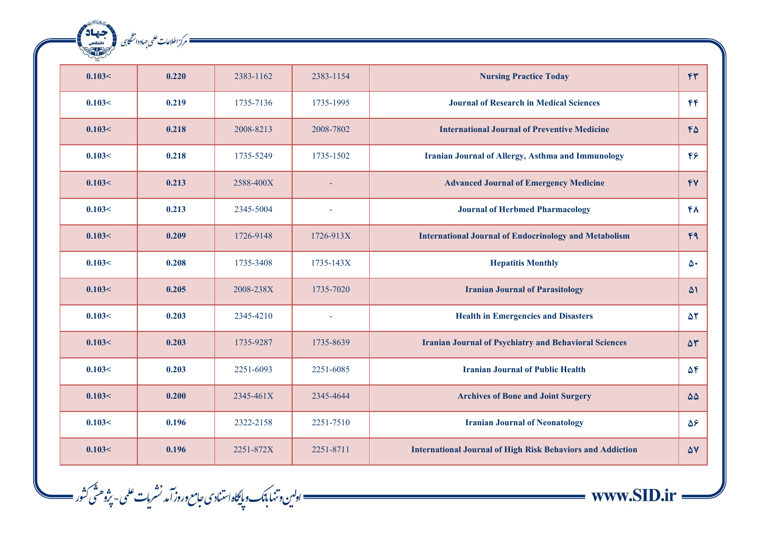| 0.103< | 0.220 | 2383-1162 | 2383-1154 | **Nursing Practice Today** | ۴۳ |
|---|---|---|---|---|---|
| 0.103< | 0.219 | 1735-7136 | 1735-1995 | **Journal of Research in Medical Sciences** | ۴۴ |
| 0.103< | 0.218 | 2008-8213 | 2008-7802 | **International Journal of Preventive Medicine** | ۴۵ |
| 0.103< | 0.218 | 1735-5249 | 1735-1502 | **Iranian Journal of Allergy, Asthma and Immunology** | ۴۶ |
| 0.103< | 0.213 | 2588-400X | - | **Advanced Journal of Emergency Medicine** | ۴۷ |
| 0.103< | 0.213 | 2345-5004 | - | **Journal of Herbmed Pharmacology** | ۴۸ |
| 0.103< | 0.209 | 1726-9148 | 1726-913X | **International Journal of Endocrinology and Metabolism** | ۴۹ |
| 0.103< | 0.208 | 1735-3408 | 1735-143X | **Hepatitis Monthly** | ۵۰ |
| 0.103< | 0.205 | 2008-238X | 1735-7020 | **Iranian Journal of Parasitology** | ۵۱ |
| 0.103< | 0.203 | 2345-4210 | - | **Health in Emergencies and Disasters** | ۵۲ |
| 0.103< | 0.203 | 1735-9287 | 1735-8639 | **Iranian Journal of Psychiatry and Behavioral Sciences** | ۵۳ |
| 0.103< | 0.203 | 2251-6093 | 2251-6085 | **Iranian Journal of Public Health** | ۵۴ |
| 0.103< | 0.200 | 2345-461X | 2345-4644 | **Archives of Bone and Joint Surgery** | ۵۵ |
| 0.103< | 0.196 | 2322-2158 | 2251-7510 | **Iranian Journal of Neonatology** | ۵۶ |
| 0.103< | 0.196 | 2251-872X | 2251-8711 | **International Journal of High Risk Behaviors and Addiction** | ۵۷ |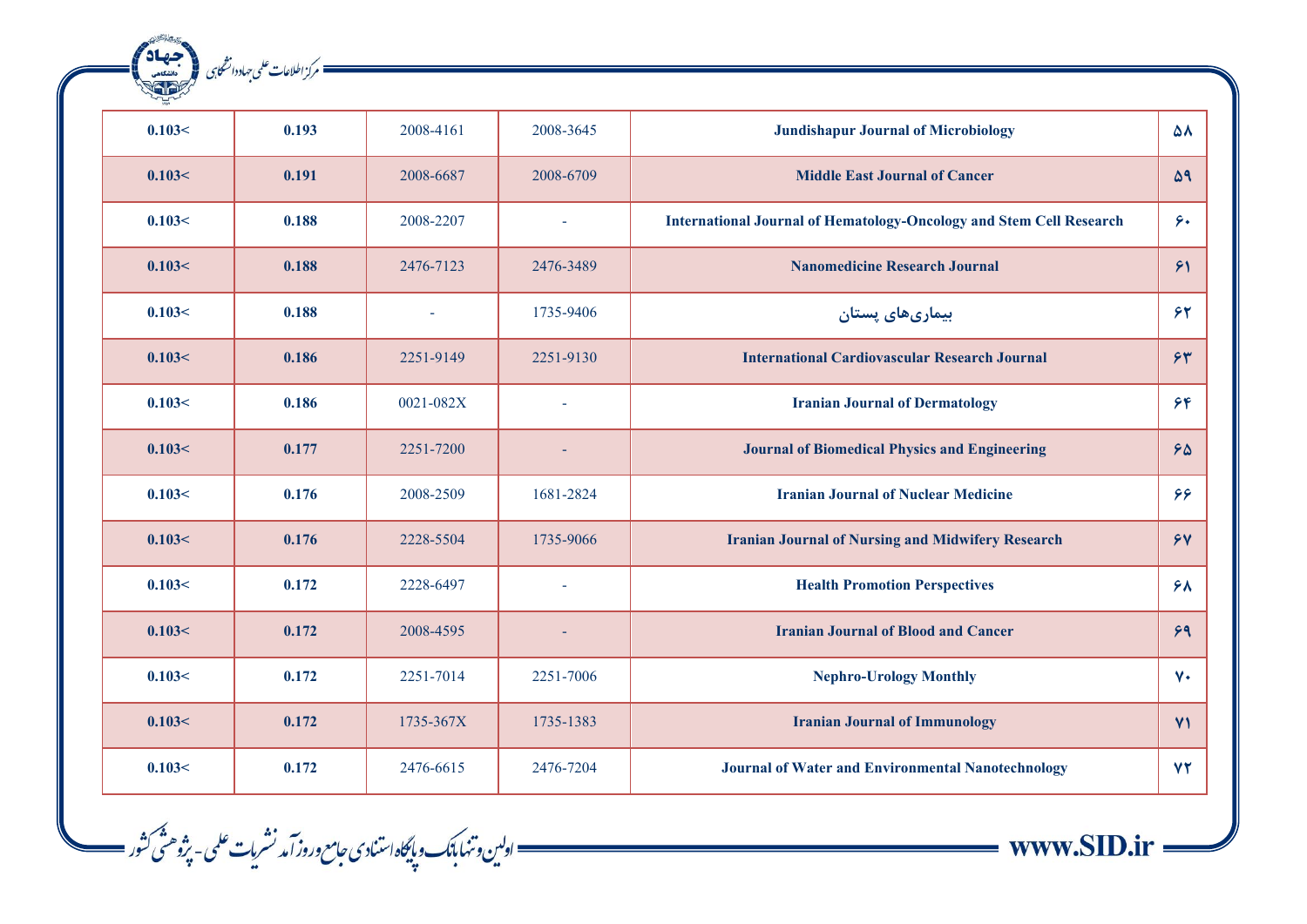| 0.103< | 0.193 | 2008-4161 | 2008-3645 | Jundishapur Journal of Microbiology | ۵۸ |
|---|---|---|---|---|---|
| 0.103< | 0.191 | 2008-6687 | 2008-6709 | Middle East Journal of Cancer | ۵۹ |
| 0.103< | 0.188 | 2008-2207 | - | International Journal of Hematology-Oncology and Stem Cell Research | ۶۰ |
| 0.103< | 0.188 | 2476-7123 | 2476-3489 | Nanomedicine Research Journal | ۶۱ |
| 0.103< | 0.188 | - | 1735-9406 | بیماری‌های پستان | ۶۲ |
| 0.103< | 0.186 | 2251-9149 | 2251-9130 | International Cardiovascular Research Journal | ۶۳ |
| 0.103< | 0.186 | 0021-082X | - | Iranian Journal of Dermatology | ۶۴ |
| 0.103< | 0.177 | 2251-7200 | - | Journal of Biomedical Physics and Engineering | ۶۵ |
| 0.103< | 0.176 | 2008-2509 | 1681-2824 | Iranian Journal of Nuclear Medicine | ۶۶ |
| 0.103< | 0.176 | 2228-5504 | 1735-9066 | Iranian Journal of Nursing and Midwifery Research | ۶۷ |
| 0.103< | 0.172 | 2228-6497 | - | Health Promotion Perspectives | ۶۸ |
| 0.103< | 0.172 | 2008-4595 | - | Iranian Journal of Blood and Cancer | ۶۹ |
| 0.103< | 0.172 | 2251-7014 | 2251-7006 | Nephro-Urology Monthly | ۷۰ |
| 0.103< | 0.172 | 1735-367X | 1735-1383 | Iranian Journal of Immunology | ۷۱ |
| 0.103< | 0.172 | 2476-6615 | 2476-7204 | Journal of Water and Environmental Nanotechnology | ۷۲ |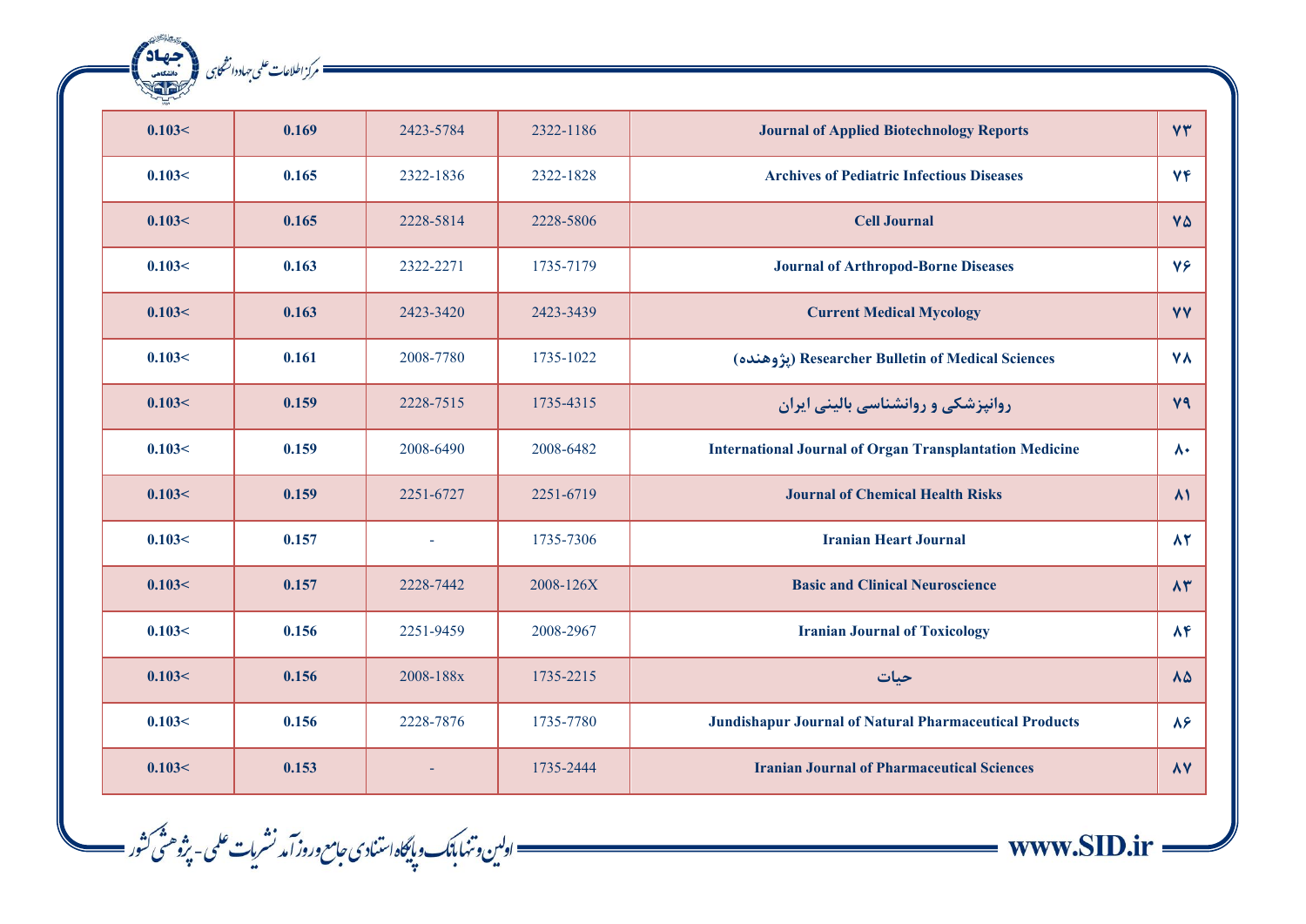| ۷۳ | Journal of Applied Biotechnology Reports | 2322-1186 | 2423-5784 | 0.169 | 0.103< |
|---|---|---|---|---|---|
| ۷۴ | Archives of Pediatric Infectious Diseases | 2322-1828 | 2322-1836 | 0.165 | 0.103< |
| ۷۵ | Cell Journal | 2228-5806 | 2228-5814 | 0.165 | 0.103< |
| ۷۶ | Journal of Arthropod-Borne Diseases | 1735-7179 | 2322-2271 | 0.163 | 0.103< |
| ۷۷ | Current Medical Mycology | 2423-3439 | 2423-3420 | 0.163 | 0.103< |
| ۷۸ | Researcher Bulletin of Medical Sciences (پژوهنده) | 1735-1022 | 2008-7780 | 0.161 | 0.103< |
| ۷۹ | روانپزشکی و روانشناسی بالینی ایران | 1735-4315 | 2228-7515 | 0.159 | 0.103< |
| ۸۰ | International Journal of Organ Transplantation Medicine | 2008-6482 | 2008-6490 | 0.159 | 0.103< |
| ۸۱ | Journal of Chemical Health Risks | 2251-6719 | 2251-6727 | 0.159 | 0.103< |
| ۸۲ | Iranian Heart Journal | 1735-7306 | - | 0.157 | 0.103< |
| ۸۳ | Basic and Clinical Neuroscience | 2008-126X | 2228-7442 | 0.157 | 0.103< |
| ۸۴ | Iranian Journal of Toxicology | 2008-2967 | 2251-9459 | 0.156 | 0.103< |
| ۸۵ | حیات | 1735-2215 | 2008-188x | 0.156 | 0.103< |
| ۸۶ | Jundishapur Journal of Natural Pharmaceutical Products | 1735-7780 | 2228-7876 | 0.156 | 0.103< |
| ۸۷ | Iranian Journal of Pharmaceutical Sciences | 1735-2444 | - | 0.153 | 0.103< |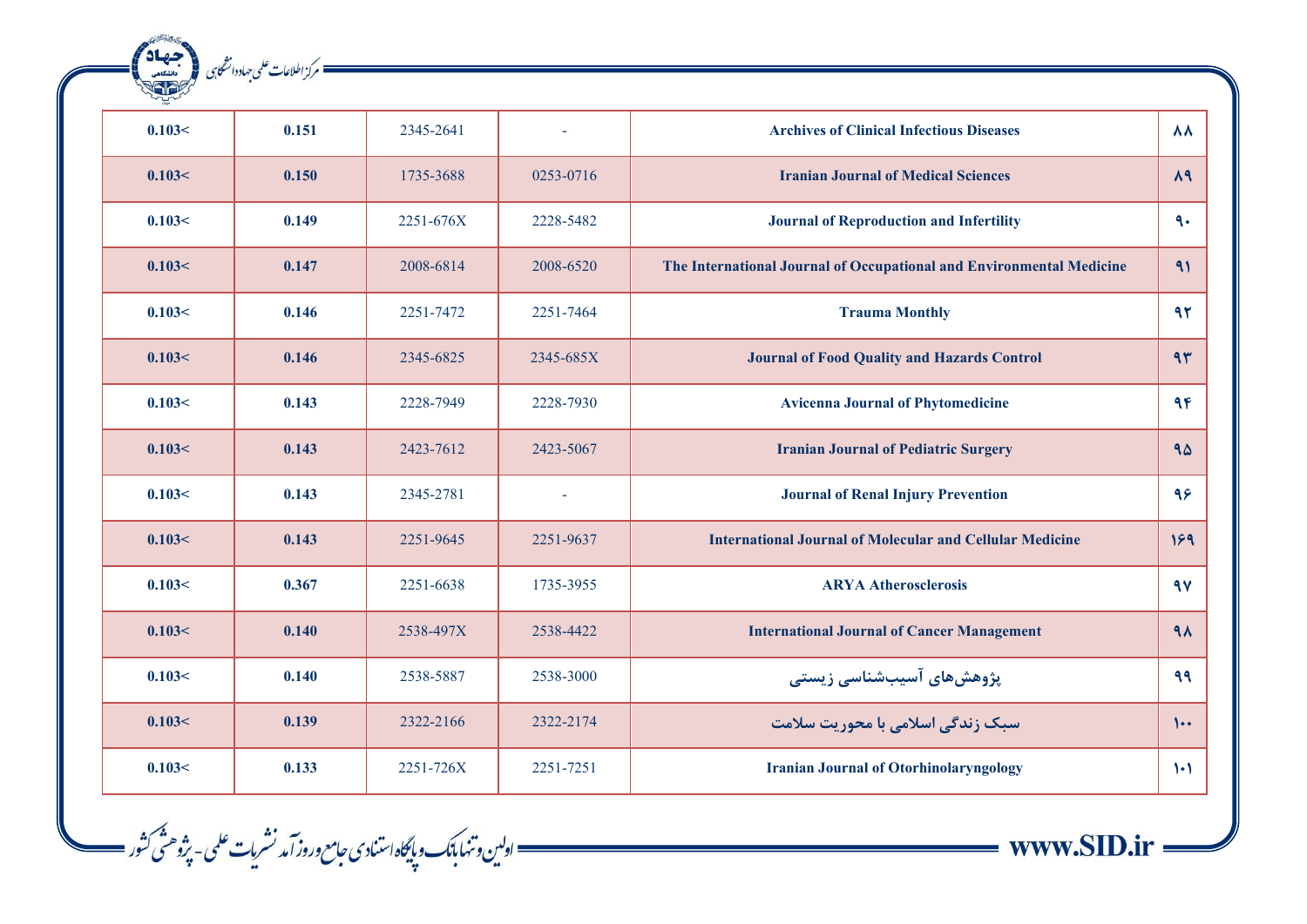| 0.103< | 0.151 | 2345-2641 | - | Archives of Clinical Infectious Diseases | ۸۸ |
|---|---|---|---|---|---|
| 0.103< | 0.150 | 1735-3688 | 0253-0716 | Iranian Journal of Medical Sciences | ۸۹ |
| 0.103< | 0.149 | 2251-676X | 2228-5482 | Journal of Reproduction and Infertility | ۹۰ |
| 0.103< | 0.147 | 2008-6814 | 2008-6520 | The International Journal of Occupational and Environmental Medicine | ۹۱ |
| 0.103< | 0.146 | 2251-7472 | 2251-7464 | Trauma Monthly | ۹۲ |
| 0.103< | 0.146 | 2345-6825 | 2345-685X | Journal of Food Quality and Hazards Control | ۹۳ |
| 0.103< | 0.143 | 2228-7949 | 2228-7930 | Avicenna Journal of Phytomedicine | ۹۴ |
| 0.103< | 0.143 | 2423-7612 | 2423-5067 | Iranian Journal of Pediatric Surgery | ۹۵ |
| 0.103< | 0.143 | 2345-2781 | - | Journal of Renal Injury Prevention | ۹۶ |
| 0.103< | 0.143 | 2251-9645 | 2251-9637 | International Journal of Molecular and Cellular Medicine | ۱۶۹ |
| 0.103< | 0.367 | 2251-6638 | 1735-3955 | ARYA Atherosclerosis | ۹۷ |
| 0.103< | 0.140 | 2538-497X | 2538-4422 | International Journal of Cancer Management | ۹۸ |
| 0.103< | 0.140 | 2538-5887 | 2538-3000 | پژوهش‌های آسیب‌شناسی زیستی | ۹۹ |
| 0.103< | 0.139 | 2322-2166 | 2322-2174 | سبک زندگی اسلامی با محوریت سلامت | ۱۰۰ |
| 0.103< | 0.133 | 2251-726X | 2251-7251 | Iranian Journal of Otorhinolaryngology | ۱۰۱ |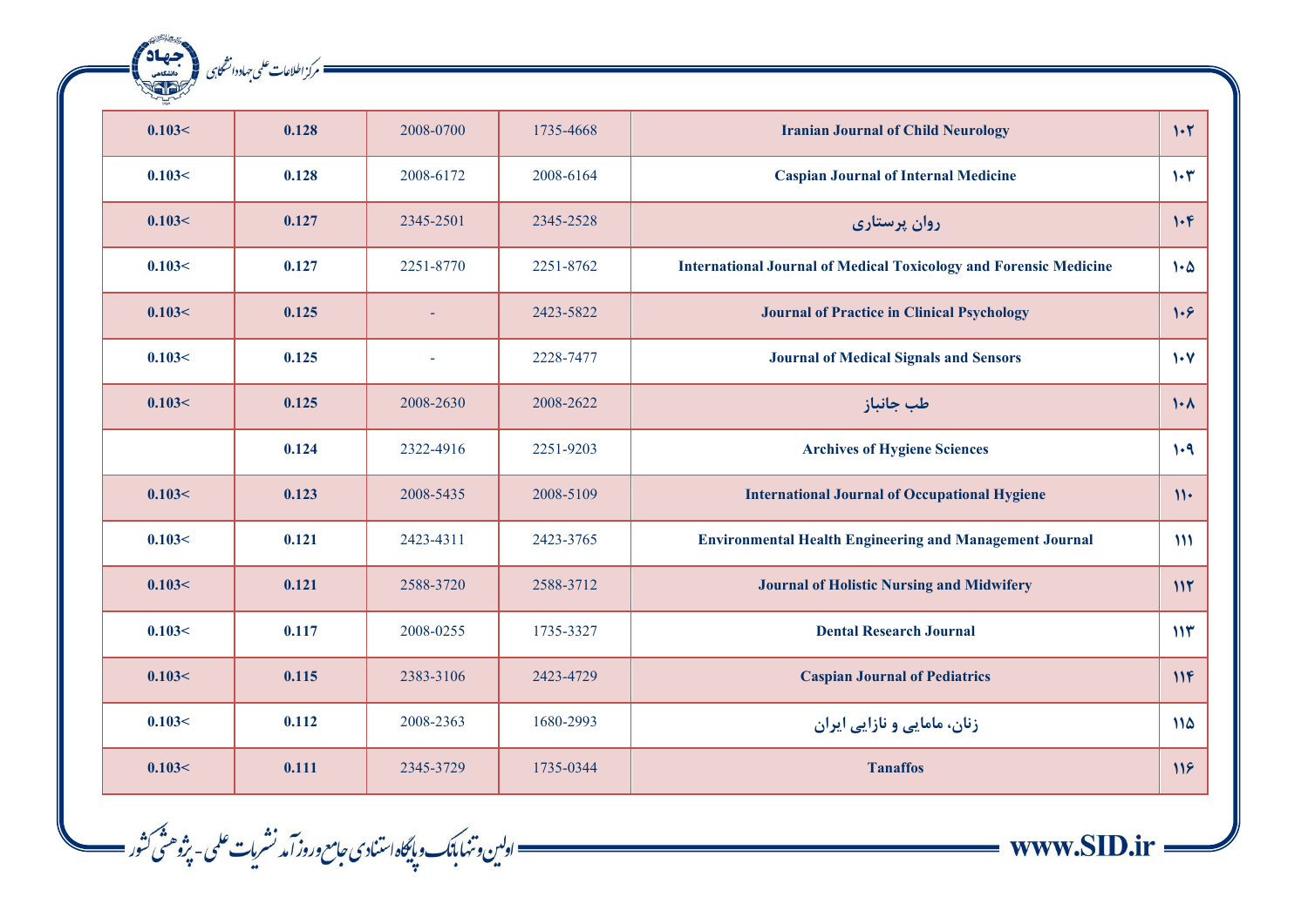| 0.103< | 0.128 | 2008-0700 | 1735-4668 | Iranian Journal of Child Neurology | ۱۰۲ |
|---|---|---|---|---|---|
| 0.103< | 0.128 | 2008-6172 | 2008-6164 | Caspian Journal of Internal Medicine | ۱۰۳ |
| 0.103< | 0.127 | 2345-2501 | 2345-2528 | روان پرستاری | ۱۰۴ |
| 0.103< | 0.127 | 2251-8770 | 2251-8762 | International Journal of Medical Toxicology and Forensic Medicine | ۱۰۵ |
| 0.103< | 0.125 | - | 2423-5822 | Journal of Practice in Clinical Psychology | ۱۰۶ |
| 0.103< | 0.125 | - | 2228-7477 | Journal of Medical Signals and Sensors | ۱۰۷ |
| 0.103< | 0.125 | 2008-2630 | 2008-2622 | طب جانباز | ۱۰۸ |
| | 0.124 | 2322-4916 | 2251-9203 | Archives of Hygiene Sciences | ۱۰۹ |
| 0.103< | 0.123 | 2008-5435 | 2008-5109 | International Journal of Occupational Hygiene | ۱۱۰ |
| 0.103< | 0.121 | 2423-4311 | 2423-3765 | Environmental Health Engineering and Management Journal | ۱۱۱ |
| 0.103< | 0.121 | 2588-3720 | 2588-3712 | Journal of Holistic Nursing and Midwifery | ۱۱۲ |
| 0.103< | 0.117 | 2008-0255 | 1735-3327 | Dental Research Journal | ۱۱۳ |
| 0.103< | 0.115 | 2383-3106 | 2423-4729 | Caspian Journal of Pediatrics | ۱۱۴ |
| 0.103< | 0.112 | 2008-2363 | 1680-2993 | زنان، مامایی و نازایی ایران | ۱۱۵ |
| 0.103< | 0.111 | 2345-3729 | 1735-0344 | Tanaffos | ۱۱۶ |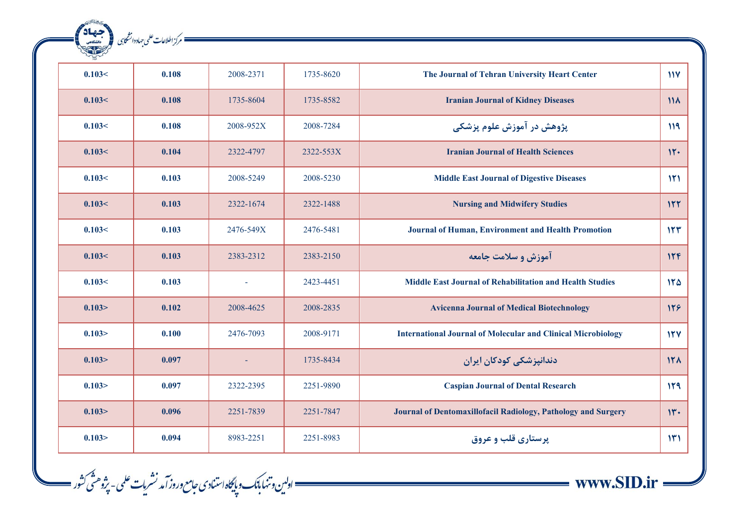| ۱۱۷ | The Journal of Tehran University Heart Center | 1735-8620 | 2008-2371 | **0.108** | **0.103<** |
|---|---|---|---|---|---|
| ۱۱۸ | **Iranian Journal of Kidney Diseases** | 1735-8582 | 1735-8604 | **0.108** | **0.103<** |
| ۱۱۹ | **پژوهش در آموزش علوم پزشکی** | 2008-7284 | 2008-952X | **0.108** | **0.103<** |
| ۱۲۰ | **Iranian Journal of Health Sciences** | 2322-553X | 2322-4797 | **0.104** | **0.103<** |
| ۱۲۱ | **Middle East Journal of Digestive Diseases** | 2008-5230 | 2008-5249 | **0.103** | **0.103<** |
| ۱۲۲ | **Nursing and Midwifery Studies** | 2322-1488 | 2322-1674 | **0.103** | **0.103<** |
| ۱۲۳ | **Journal of Human, Environment and Health Promotion** | 2476-5481 | 2476-549X | **0.103** | **0.103<** |
| ۱۲۴ | **آموزش و سلامت جامعه** | 2383-2150 | 2383-2312 | **0.103** | **0.103<** |
| ۱۲۵ | **Middle East Journal of Rehabilitation and Health Studies** | 2423-4451 | - | **0.103** | **0.103<** |
| ۱۲۶ | **Avicenna Journal of Medical Biotechnology** | 2008-2835 | 2008-4625 | **0.102** | **0.103>** |
| ۱۲۷ | **International Journal of Molecular and Clinical Microbiology** | 2008-9171 | 2476-7093 | **0.100** | **0.103>** |
| ۱۲۸ | **دندانپزشکی کودکان ایران** | 1735-8434 | - | **0.097** | **0.103>** |
| ۱۲۹ | **Caspian Journal of Dental Research** | 2251-9890 | 2322-2395 | **0.097** | **0.103>** |
| ۱۳۰ | **Journal of Dentomaxillofacil Radiology, Pathology and Surgery** | 2251-7847 | 2251-7839 | **0.096** | **0.103>** |
| ۱۳۱ | **پرستاری قلب و عروق** | 2251-8983 | 8983-2251 | **0.094** | **0.103>** |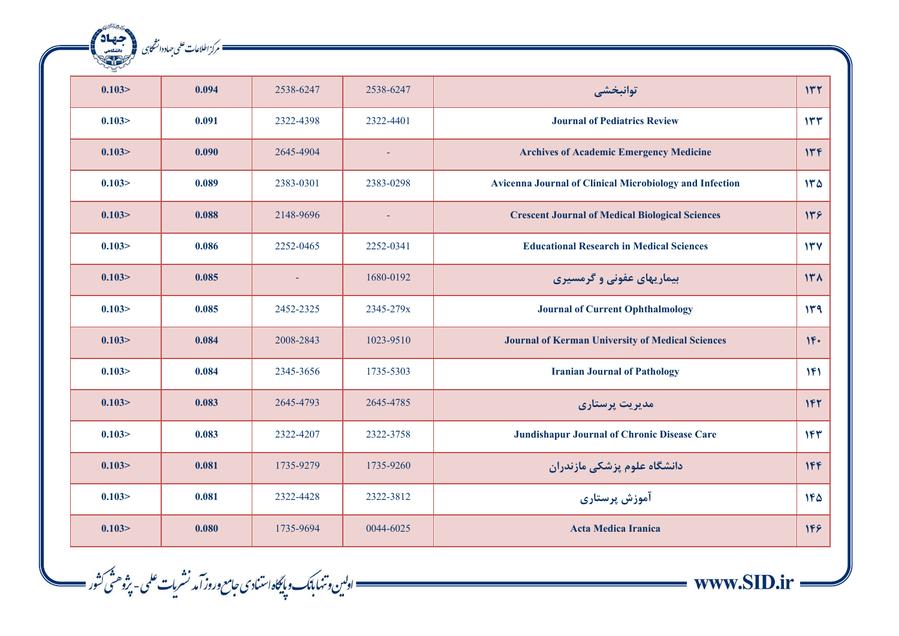| 0.103> | 0.094 | 2538-6247 | 2538-6247 | توانبخشی | ۱۳۲ |
|---|---|---|---|---|---|
| 0.103> | 0.091 | 2322-4398 | 2322-4401 | Journal of Pediatrics Review | ۱۳۳ |
| 0.103> | 0.090 | 2645-4904 | - | Archives of Academic Emergency Medicine | ۱۳۴ |
| 0.103> | 0.089 | 2383-0301 | 2383-0298 | Avicenna Journal of Clinical Microbiology and Infection | ۱۳۵ |
| 0.103> | 0.088 | 2148-9696 | - | Crescent Journal of Medical Biological Sciences | ۱۳۶ |
| 0.103> | 0.086 | 2252-0465 | 2252-0341 | Educational Research in Medical Sciences | ۱۳۷ |
| 0.103> | 0.085 | - | 1680-0192 | بیماریهای عفونی و گرمسیری | ۱۳۸ |
| 0.103> | 0.085 | 2452-2325 | 2345-279x | Journal of Current Ophthalmology | ۱۳۹ |
| 0.103> | 0.084 | 2008-2843 | 1023-9510 | Journal of Kerman University of Medical Sciences | ۱۴۰ |
| 0.103> | 0.084 | 2345-3656 | 1735-5303 | Iranian Journal of Pathology | ۱۴۱ |
| 0.103> | 0.083 | 2645-4793 | 2645-4785 | مدیریت پرستاری | ۱۴۲ |
| 0.103> | 0.083 | 2322-4207 | 2322-3758 | Jundishapur Journal of Chronic Disease Care | ۱۴۳ |
| 0.103> | 0.081 | 1735-9279 | 1735-9260 | دانشگاه علوم پزشکی مازندران | ۱۴۴ |
| 0.103> | 0.081 | 2322-4428 | 2322-3812 | آموزش پرستاری | ۱۴۵ |
| 0.103> | 0.080 | 1735-9694 | 0044-6025 | Acta Medica Iranica | ۱۴۶ |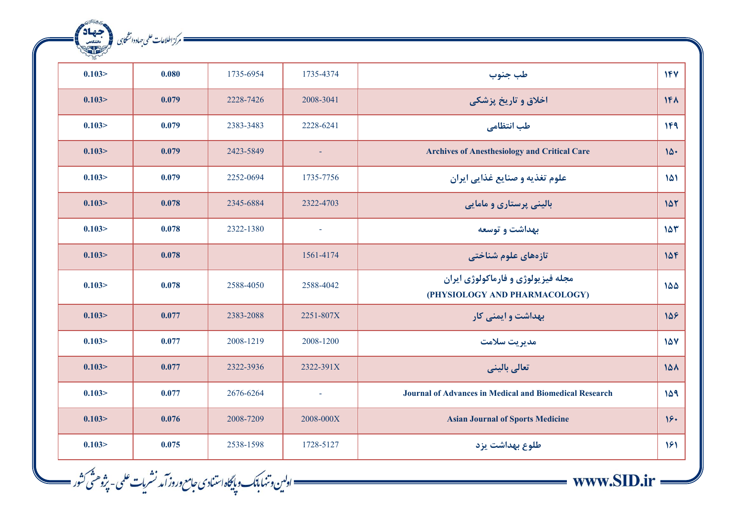| | | | | | |
|---|---|---|---|---|---|
| ۱۴۷ | طب جنوب | 1735-4374 | 1735-6954 | **0.080** | **0.103>** |
| ۱۴۸ | اخلاق و تاریخ پزشکی | 2008-3041 | 2228-7426 | **0.079** | **0.103>** |
| ۱۴۹ | طب انتظامی | 2228-6241 | 2383-3483 | **0.079** | **0.103>** |
| ۱۵۰ | **Archives of Anesthesiology and Critical Care** | - | 2423-5849 | **0.079** | **0.103>** |
| ۱۵۱ | علوم تغذیه و صنایع غذایی ایران | 1735-7756 | 2252-0694 | **0.079** | **0.103>** |
| ۱۵۲ | بالینی پرستاری و مامایی | 2322-4703 | 2345-6884 | **0.078** | **0.103>** |
| ۱۵۳ | بهداشت و توسعه | - | 2322-1380 | **0.078** | **0.103>** |
| ۱۵۴ | تازه‌های علوم شناختی | 1561-4174 | | **0.078** | **0.103>** |
| ۱۵۵ | مجله فیزیولوژی و فارماکولوژی ایران **(PHYSIOLOGY AND PHARMACOLOGY)** | 2588-4042 | 2588-4050 | **0.078** | **0.103>** |
| ۱۵۶ | بهداشت و ایمنی کار | 2251-807X | 2383-2088 | **0.077** | **0.103>** |
| ۱۵۷ | مدیریت سلامت | 2008-1200 | 2008-1219 | **0.077** | **0.103>** |
| ۱۵۸ | تعالی بالینی | 2322-391X | 2322-3936 | **0.077** | **0.103>** |
| ۱۵۹ | **Journal of Advances in Medical and Biomedical Research** | - | 2676-6264 | **0.077** | **0.103>** |
| ۱۶۰ | **Asian Journal of Sports Medicine** | 2008-000X | 2008-7209 | **0.076** | **0.103>** |
| ۱۶۱ | طلوع بهداشت یزد | 1728-5127 | 2538-1598 | **0.075** | **0.103>** |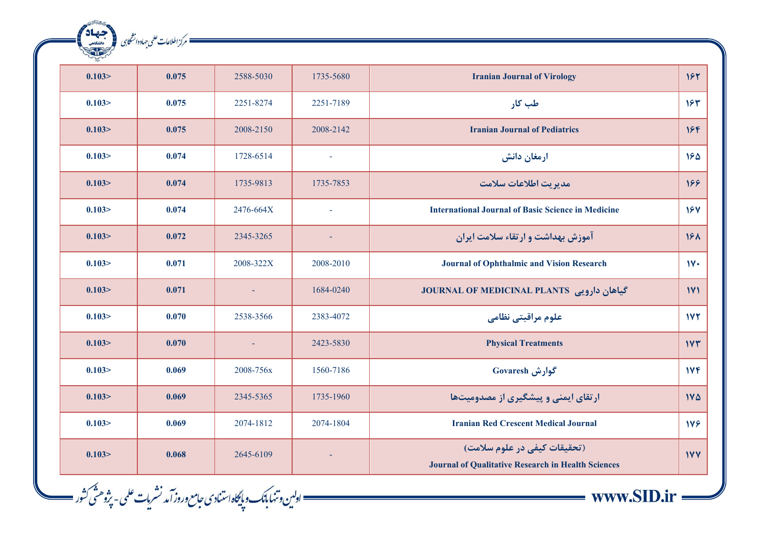| ۱۶۲ | Iranian Journal of Virology | 1735-5680 | 2588-5030 | 0.075 | 0.103> |
|---|---|---|---|---|---|
| ۱۶۳ | طب کار | 2251-7189 | 2251-8274 | 0.075 | 0.103> |
| ۱۶۴ | Iranian Journal of Pediatrics | 2008-2142 | 2008-2150 | 0.075 | 0.103> |
| ۱۶۵ | ارمغان دانش | - | 1728-6514 | 0.074 | 0.103> |
| ۱۶۶ | مدیریت اطلاعات سلامت | 1735-7853 | 1735-9813 | 0.074 | 0.103> |
| ۱۶۷ | International Journal of Basic Science in Medicine | - | 2476-664X | 0.074 | 0.103> |
| ۱۶۸ | آموزش بهداشت و ارتقاء سلامت ایران | - | 2345-3265 | 0.072 | 0.103> |
| ۱۷۰ | Journal of Ophthalmic and Vision Research | 2008-2010 | 2008-322X | 0.071 | 0.103> |
| ۱۷۱ | گیاهان دارویی JOURNAL OF MEDICINAL PLANTS | 1684-0240 | - | 0.071 | 0.103> |
| ۱۷۲ | علوم مراقبتی نظامی | 2383-4072 | 2538-3566 | 0.070 | 0.103> |
| ۱۷۳ | Physical Treatments | 2423-5830 | - | 0.070 | 0.103> |
| ۱۷۴ | گوارش Govaresh | 1560-7186 | 2008-756x | 0.069 | 0.103> |
| ۱۷۵ | ارتقای ایمنی و پیشگیری از مصدومیت‌ها | 1735-1960 | 2345-5365 | 0.069 | 0.103> |
| ۱۷۶ | Iranian Red Crescent Medical Journal | 2074-1804 | 2074-1812 | 0.069 | 0.103> |
| ۱۷۷ | (تحقیقات کیفی در علوم سلامت) Journal of Qualitative Research in Health Sciences | - | 2645-6109 | 0.068 | 0.103> |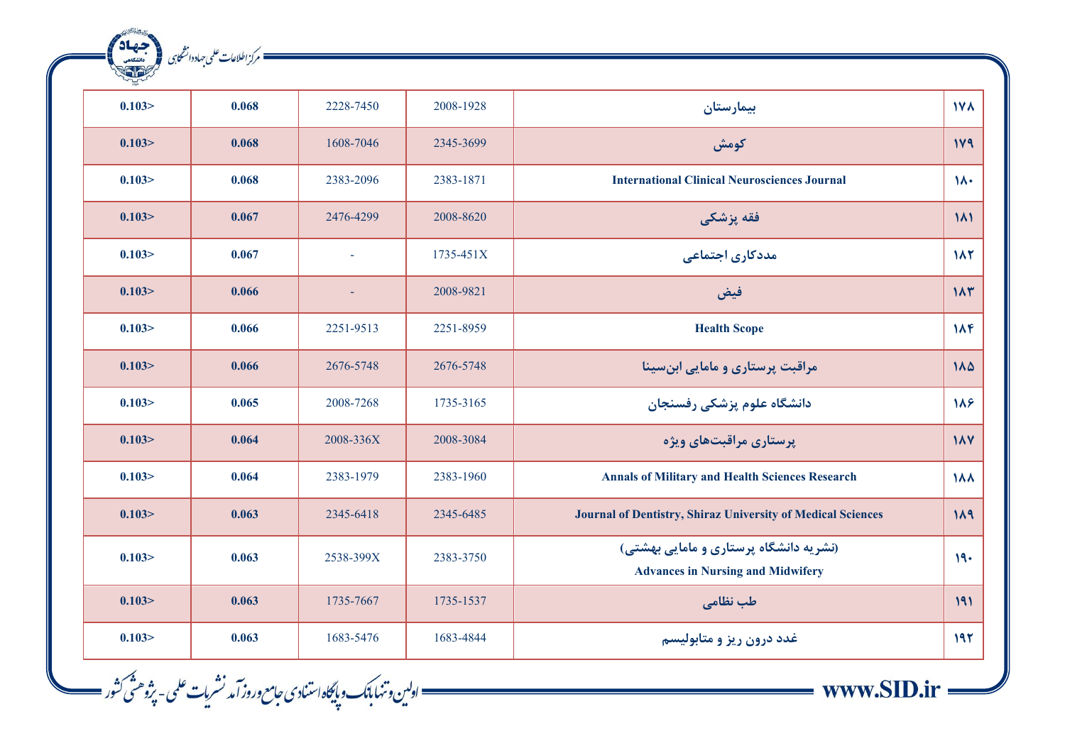| 0.103> | 0.068 | 2228-7450 | 2008-1928 | بیمارستان | ۱۷۸ |
|---|---|---|---|---|---|
| 0.103> | 0.068 | 1608-7046 | 2345-3699 | کومش | ۱۷۹ |
| 0.103> | 0.068 | 2383-2096 | 2383-1871 | International Clinical Neurosciences Journal | ۱۸۰ |
| 0.103> | 0.067 | 2476-4299 | 2008-8620 | فقه پزشکی | ۱۸۱ |
| 0.103> | 0.067 | - | 1735-451X | مددکاری اجتماعی | ۱۸۲ |
| 0.103> | 0.066 | - | 2008-9821 | فیض | ۱۸۳ |
| 0.103> | 0.066 | 2251-9513 | 2251-8959 | Health Scope | ۱۸۴ |
| 0.103> | 0.066 | 2676-5748 | 2676-5748 | مراقبت پرستاری و مامایی ابن‌سینا | ۱۸۵ |
| 0.103> | 0.065 | 2008-7268 | 1735-3165 | دانشگاه علوم پزشکی رفسنجان | ۱۸۶ |
| 0.103> | 0.064 | 2008-336X | 2008-3084 | پرستاری مراقبت‌های ویژه | ۱۸۷ |
| 0.103> | 0.064 | 2383-1979 | 2383-1960 | Annals of Military and Health Sciences Research | ۱۸۸ |
| 0.103> | 0.063 | 2345-6418 | 2345-6485 | Journal of Dentistry, Shiraz University of Medical Sciences | ۱۸۹ |
| 0.103> | 0.063 | 2538-399X | 2383-3750 | (نشریه دانشگاه پرستاری و مامایی بهشتی) Advances in Nursing and Midwifery | ۱۹۰ |
| 0.103> | 0.063 | 1735-7667 | 1735-1537 | طب نظامی | ۱۹۱ |
| 0.103> | 0.063 | 1683-5476 | 1683-4844 | غدد درون ریز و متابولیسم | ۱۹۲ |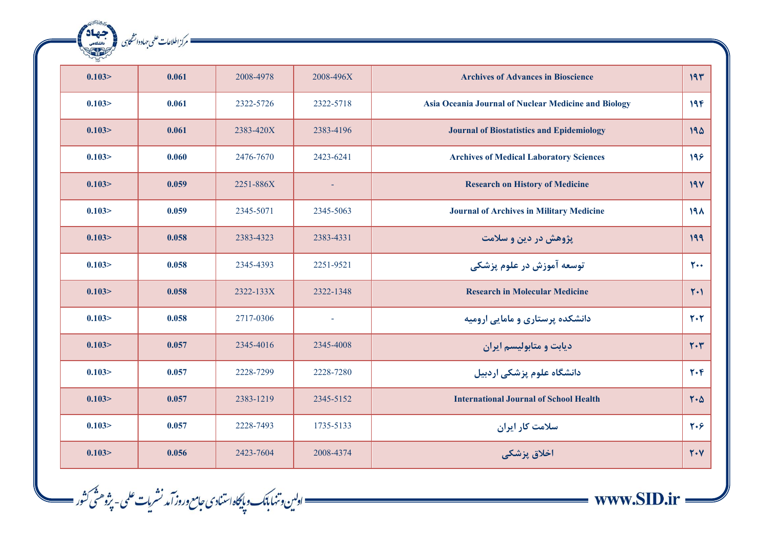| 0.103> | 0.061 | 2008-4978 | 2008-496X | Archives of Advances in Bioscience | ۱۹۳ |
|---|---|---|---|---|---|
| 0.103> | 0.061 | 2322-5726 | 2322-5718 | Asia Oceania Journal of Nuclear Medicine and Biology | ۱۹۴ |
| 0.103> | 0.061 | 2383-420X | 2383-4196 | Journal of Biostatistics and Epidemiology | ۱۹۵ |
| 0.103> | 0.060 | 2476-7670 | 2423-6241 | Archives of Medical Laboratory Sciences | ۱۹۶ |
| 0.103> | 0.059 | 2251-886X | - | Research on History of Medicine | ۱۹۷ |
| 0.103> | 0.059 | 2345-5071 | 2345-5063 | Journal of Archives in Military Medicine | ۱۹۸ |
| 0.103> | 0.058 | 2383-4323 | 2383-4331 | پژوهش در دین و سلامت | ۱۹۹ |
| 0.103> | 0.058 | 2345-4393 | 2251-9521 | توسعه آموزش در علوم پزشکی | ۲۰۰ |
| 0.103> | 0.058 | 2322-133X | 2322-1348 | Research in Molecular Medicine | ۲۰۱ |
| 0.103> | 0.058 | 2717-0306 | - | دانشکده پرستاری و مامایی ارومیه | ۲۰۲ |
| 0.103> | 0.057 | 2345-4016 | 2345-4008 | دیابت و متابولیسم ایران | ۲۰۳ |
| 0.103> | 0.057 | 2228-7299 | 2228-7280 | دانشگاه علوم پزشکی اردبیل | ۲۰۴ |
| 0.103> | 0.057 | 2383-1219 | 2345-5152 | International Journal of School Health | ۲۰۵ |
| 0.103> | 0.057 | 2228-7493 | 1735-5133 | سلامت کار ایران | ۲۰۶ |
| 0.103> | 0.056 | 2423-7604 | 2008-4374 | اخلاق پزشکی | ۲۰۷ |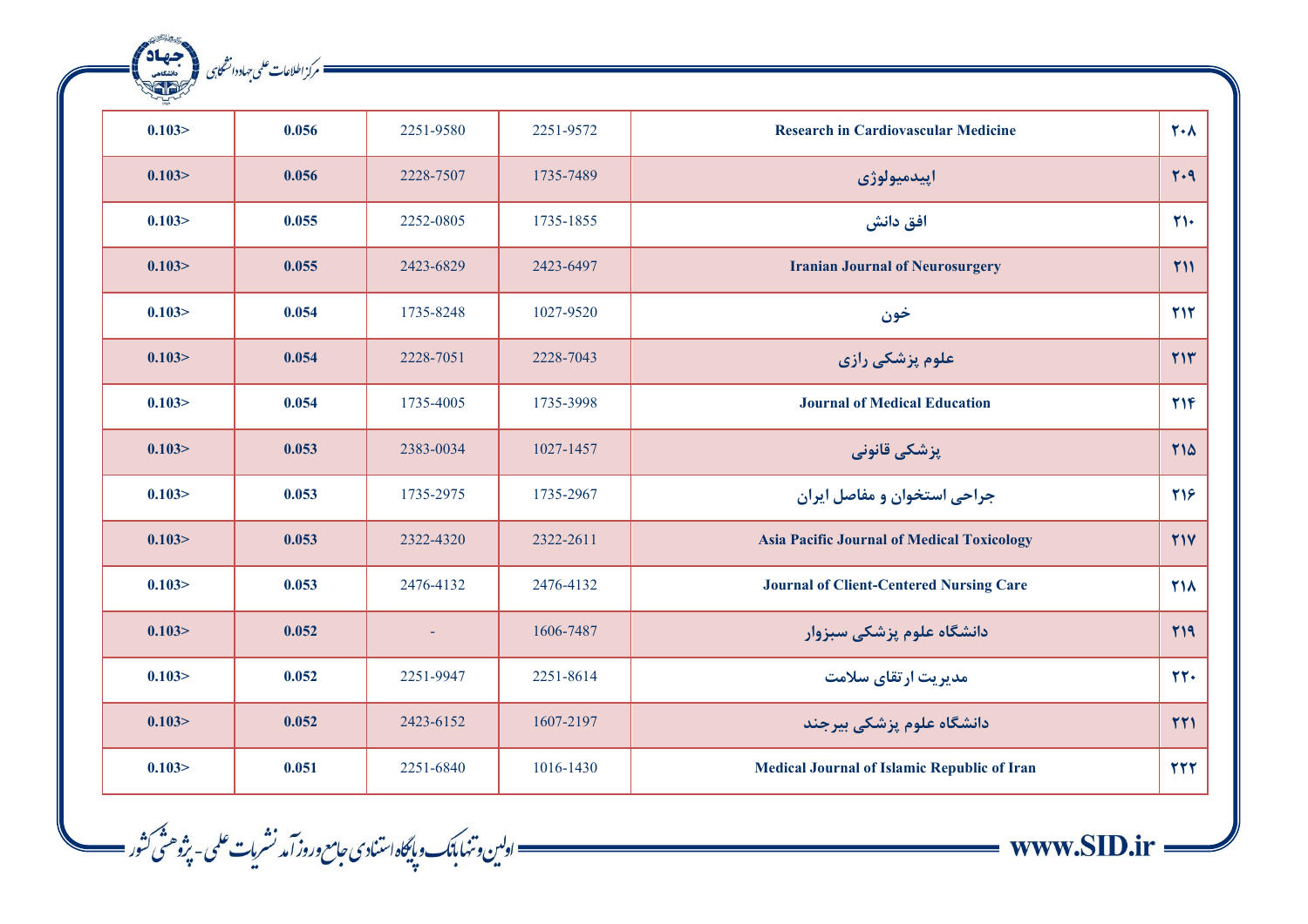| 0.103> | 0.056 | 2251-9580 | 2251-9572 | Research in Cardiovascular Medicine | ۲۰۸ |
|---|---|---|---|---|---|
| 0.103> | 0.056 | 2228-7507 | 1735-7489 | اپیدمیولوژی | ۲۰۹ |
| 0.103> | 0.055 | 2252-0805 | 1735-1855 | افق دانش | ۲۱۰ |
| 0.103> | 0.055 | 2423-6829 | 2423-6497 | Iranian Journal of Neurosurgery | ۲۱۱ |
| 0.103> | 0.054 | 1735-8248 | 1027-9520 | خون | ۲۱۲ |
| 0.103> | 0.054 | 2228-7051 | 2228-7043 | علوم پزشکی رازی | ۲۱۳ |
| 0.103> | 0.054 | 1735-4005 | 1735-3998 | Journal of Medical Education | ۲۱۴ |
| 0.103> | 0.053 | 2383-0034 | 1027-1457 | پزشکی قانونی | ۲۱۵ |
| 0.103> | 0.053 | 1735-2975 | 1735-2967 | جراحی استخوان و مفاصل ایران | ۲۱۶ |
| 0.103> | 0.053 | 2322-4320 | 2322-2611 | Asia Pacific Journal of Medical Toxicology | ۲۱۷ |
| 0.103> | 0.053 | 2476-4132 | 2476-4132 | Journal of Client-Centered Nursing Care | ۲۱۸ |
| 0.103> | 0.052 | - | 1606-7487 | دانشگاه علوم پزشکی سبزوار | ۲۱۹ |
| 0.103> | 0.052 | 2251-9947 | 2251-8614 | مدیریت ارتقای سلامت | ۲۲۰ |
| 0.103> | 0.052 | 2423-6152 | 1607-2197 | دانشگاه علوم پزشکی بیرجند | ۲۲۱ |
| 0.103> | 0.051 | 2251-6840 | 1016-1430 | Medical Journal of Islamic Republic of Iran | ۲۲۲ |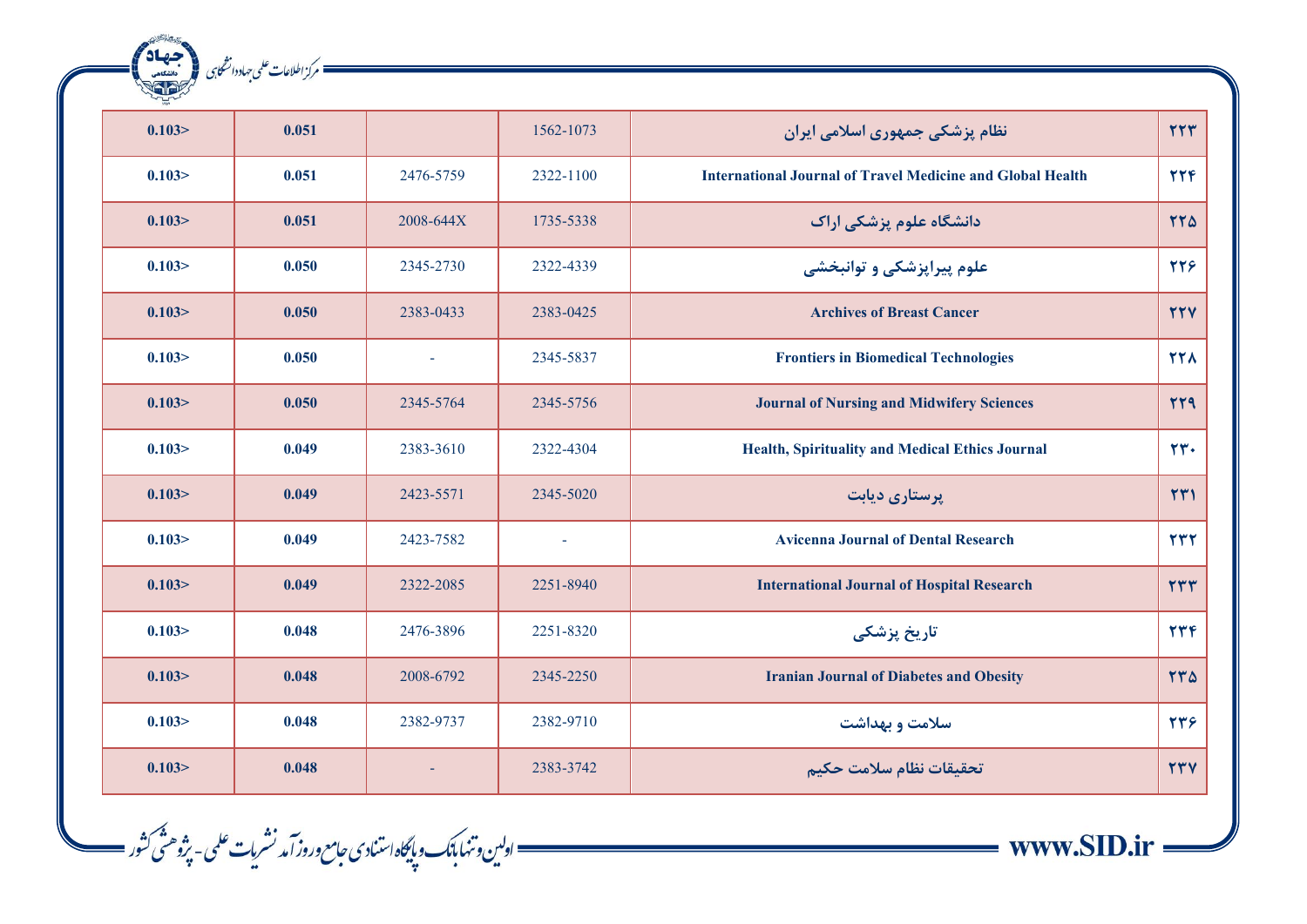| ۲۲۳ | نظام پزشکی جمهوری اسلامی ایران | 1562-1073 | | 0.051 | 0.103> |
|---|---|---|---|---|---|
| ۲۲۴ | International Journal of Travel Medicine and Global Health | 2322-1100 | 2476-5759 | 0.051 | 0.103> |
| ۲۲۵ | دانشگاه علوم پزشکی اراک | 1735-5338 | 2008-644X | 0.051 | 0.103> |
| ۲۲۶ | علوم پیراپزشکی و توانبخشی | 2322-4339 | 2345-2730 | 0.050 | 0.103> |
| ۲۲۷ | Archives of Breast Cancer | 2383-0425 | 2383-0433 | 0.050 | 0.103> |
| ۲۲۸ | Frontiers in Biomedical Technologies | 2345-5837 | - | 0.050 | 0.103> |
| ۲۲۹ | Journal of Nursing and Midwifery Sciences | 2345-5756 | 2345-5764 | 0.050 | 0.103> |
| ۲۳۰ | Health, Spirituality and Medical Ethics Journal | 2322-4304 | 2383-3610 | 0.049 | 0.103> |
| ۲۳۱ | پرستاری دیابت | 2345-5020 | 2423-5571 | 0.049 | 0.103> |
| ۲۳۲ | Avicenna Journal of Dental Research | - | 2423-7582 | 0.049 | 0.103> |
| ۲۳۳ | International Journal of Hospital Research | 2251-8940 | 2322-2085 | 0.049 | 0.103> |
| ۲۳۴ | تاریخ پزشکی | 2251-8320 | 2476-3896 | 0.048 | 0.103> |
| ۲۳۵ | Iranian Journal of Diabetes and Obesity | 2345-2250 | 2008-6792 | 0.048 | 0.103> |
| ۲۳۶ | سلامت و بهداشت | 2382-9710 | 2382-9737 | 0.048 | 0.103> |
| ۲۳۷ | تحقیقات نظام سلامت حکیم | 2383-3742 | - | 0.048 | 0.103> |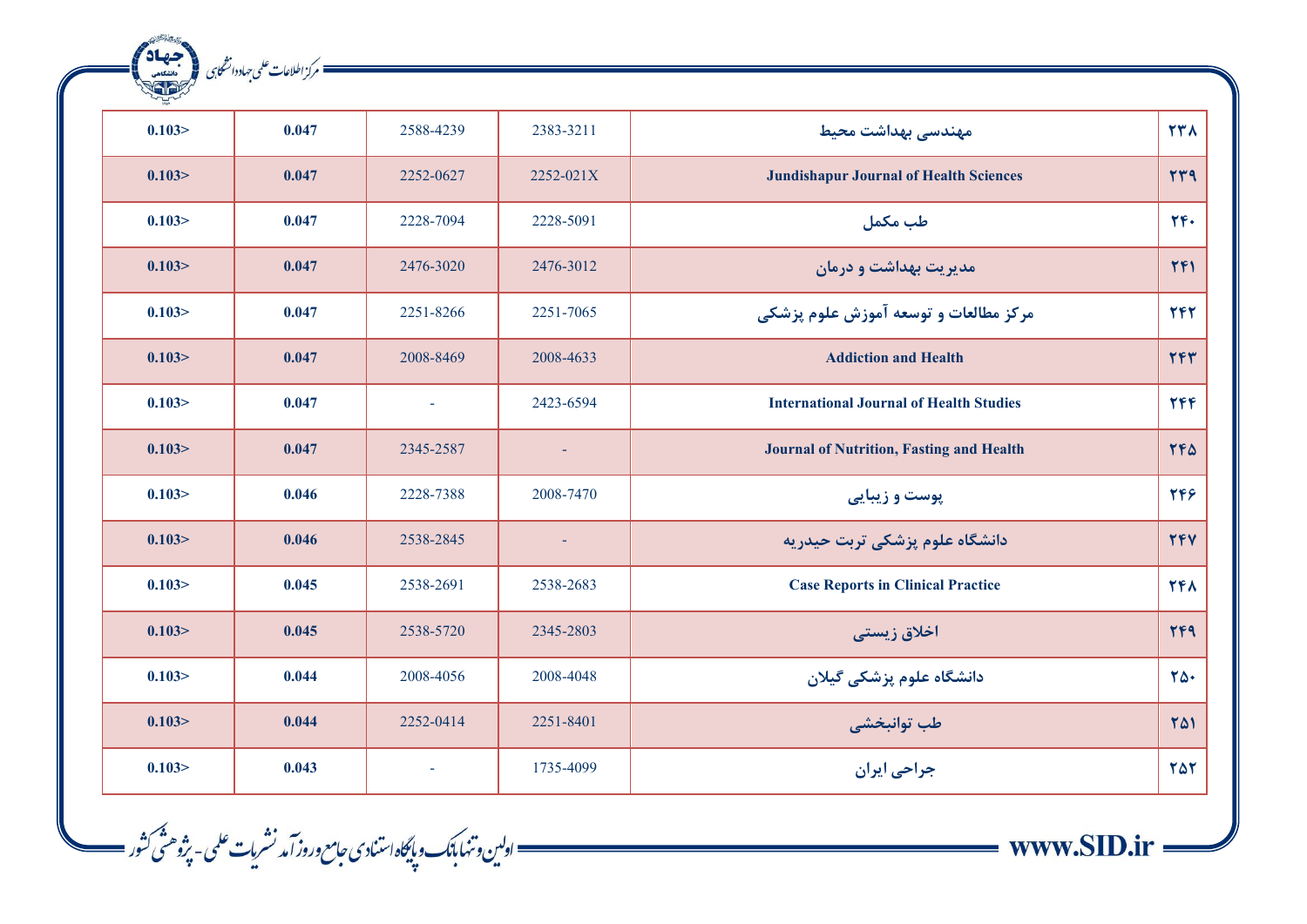| ۲۳۸ | مهندسی بهداشت محیط | 2383-3211 | 2588-4239 | 0.047 | 0.103> |
|---|---|---|---|---|---|
| ۲۳۹ | Jundishapur Journal of Health Sciences | 2252-021X | 2252-0627 | 0.047 | 0.103> |
| ۲۴۰ | طب مکمل | 2228-5091 | 2228-7094 | 0.047 | 0.103> |
| ۲۴۱ | مدیریت بهداشت و درمان | 2476-3012 | 2476-3020 | 0.047 | 0.103> |
| ۲۴۲ | مرکز مطالعات و توسعه آموزش علوم پزشکی | 2251-7065 | 2251-8266 | 0.047 | 0.103> |
| ۲۴۳ | Addiction and Health | 2008-4633 | 2008-8469 | 0.047 | 0.103> |
| ۲۴۴ | International Journal of Health Studies | 2423-6594 | - | 0.047 | 0.103> |
| ۲۴۵ | Journal of Nutrition, Fasting and Health | - | 2345-2587 | 0.047 | 0.103> |
| ۲۴۶ | پوست و زیبایی | 2008-7470 | 2228-7388 | 0.046 | 0.103> |
| ۲۴۷ | دانشگاه علوم پزشکی تربت حیدریه | - | 2538-2845 | 0.046 | 0.103> |
| ۲۴۸ | Case Reports in Clinical Practice | 2538-2683 | 2538-2691 | 0.045 | 0.103> |
| ۲۴۹ | اخلاق زیستی | 2345-2803 | 2538-5720 | 0.045 | 0.103> |
| ۲۵۰ | دانشگاه علوم پزشکی گیلان | 2008-4048 | 2008-4056 | 0.044 | 0.103> |
| ۲۵۱ | طب توانبخشی | 2251-8401 | 2252-0414 | 0.044 | 0.103> |
| ۲۵۲ | جراحی ایران | 1735-4099 | - | 0.043 | 0.103> |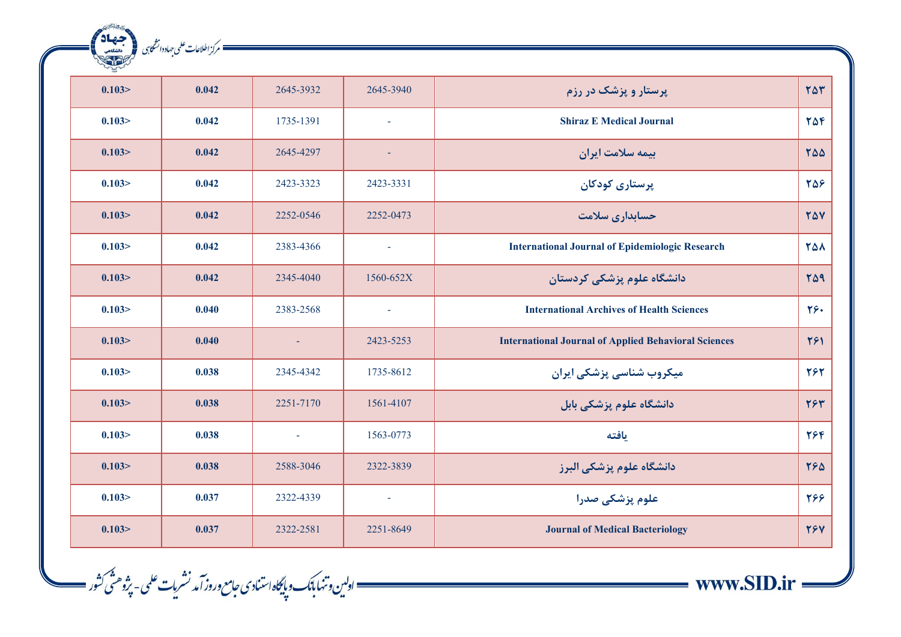| 0.103> | 0.042 | 2645-3932 | 2645-3940 | پرستار و پزشک در رزم | ۲۵۳ |
|---|---|---|---|---|---|
| 0.103> | 0.042 | 1735-1391 | - | Shiraz E Medical Journal | ۲۵۴ |
| 0.103> | 0.042 | 2645-4297 | - | بیمه سلامت ایران | ۲۵۵ |
| 0.103> | 0.042 | 2423-3323 | 2423-3331 | پرستاری کودکان | ۲۵۶ |
| 0.103> | 0.042 | 2252-0546 | 2252-0473 | حسابداری سلامت | ۲۵۷ |
| 0.103> | 0.042 | 2383-4366 | - | International Journal of Epidemiologic Research | ۲۵۸ |
| 0.103> | 0.042 | 2345-4040 | 1560-652X | دانشگاه علوم پزشکی کردستان | ۲۵۹ |
| 0.103> | 0.040 | 2383-2568 | - | International Archives of Health Sciences | ۲۶۰ |
| 0.103> | 0.040 | - | 2423-5253 | International Journal of Applied Behavioral Sciences | ۲۶۱ |
| 0.103> | 0.038 | 2345-4342 | 1735-8612 | میکروب شناسی پزشکی ایران | ۲۶۲ |
| 0.103> | 0.038 | 2251-7170 | 1561-4107 | دانشگاه علوم پزشکی بابل | ۲۶۳ |
| 0.103> | 0.038 | - | 1563-0773 | یافته | ۲۶۴ |
| 0.103> | 0.038 | 2588-3046 | 2322-3839 | دانشگاه علوم پزشکی البرز | ۲۶۵ |
| 0.103> | 0.037 | 2322-4339 | - | علوم پزشکی صدرا | ۲۶۶ |
| 0.103> | 0.037 | 2322-2581 | 2251-8649 | Journal of Medical Bacteriology | ۲۶۷ |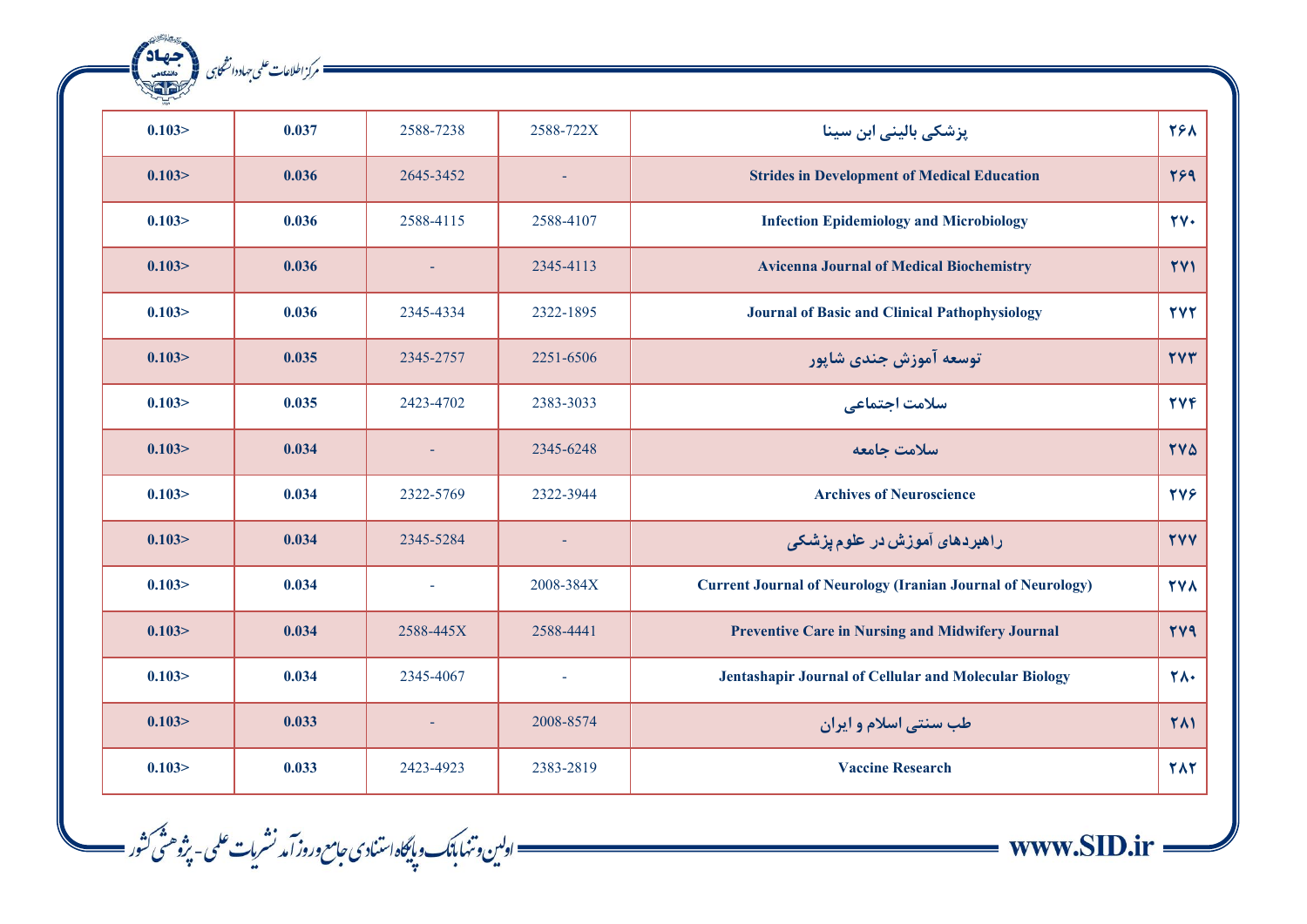| 0.103> | 0.037 | 2588-7238 | 2588-722X | پزشکی بالینی ابن سینا | ۲۶۸ |
|---|---|---|---|---|---|
| 0.103> | 0.036 | 2645-3452 | - | Strides in Development of Medical Education | ۲۶۹ |
| 0.103> | 0.036 | 2588-4115 | 2588-4107 | Infection Epidemiology and Microbiology | ۲۷۰ |
| 0.103> | 0.036 | - | 2345-4113 | Avicenna Journal of Medical Biochemistry | ۲۷۱ |
| 0.103> | 0.036 | 2345-4334 | 2322-1895 | Journal of Basic and Clinical Pathophysiology | ۲۷۲ |
| 0.103> | 0.035 | 2345-2757 | 2251-6506 | توسعه آموزش جندی شاپور | ۲۷۳ |
| 0.103> | 0.035 | 2423-4702 | 2383-3033 | سلامت اجتماعی | ۲۷۴ |
| 0.103> | 0.034 | - | 2345-6248 | سلامت جامعه | ۲۷۵ |
| 0.103> | 0.034 | 2322-5769 | 2322-3944 | Archives of Neuroscience | ۲۷۶ |
| 0.103> | 0.034 | 2345-5284 | - | راهبردهای آموزش در علوم پزشکی | ۲۷۷ |
| 0.103> | 0.034 | - | 2008-384X | Current Journal of Neurology (Iranian Journal of Neurology) | ۲۷۸ |
| 0.103> | 0.034 | 2588-445X | 2588-4441 | Preventive Care in Nursing and Midwifery Journal | ۲۷۹ |
| 0.103> | 0.034 | 2345-4067 | - | Jentashapir Journal of Cellular and Molecular Biology | ۲۸۰ |
| 0.103> | 0.033 | - | 2008-8574 | طب سنتی اسلام و ایران | ۲۸۱ |
| 0.103> | 0.033 | 2423-4923 | 2383-2819 | Vaccine Research | ۲۸۲ |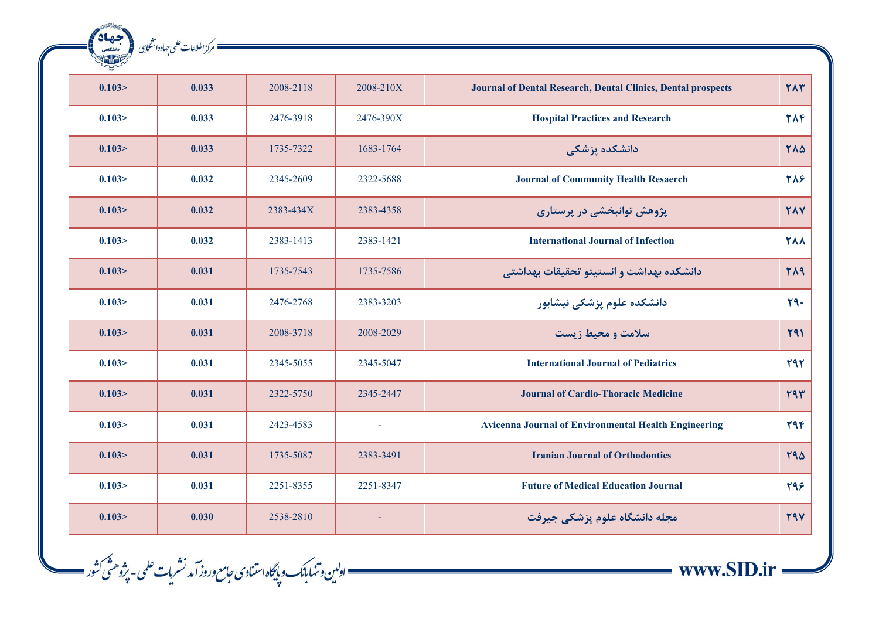| ۲۸۳ | Journal of Dental Research, Dental Clinics, Dental prospects | 2008-210X | 2008-2118 | 0.033 | 0.103> |
|---|---|---|---|---|---|
| ۲۸۴ | Hospital Practices and Research | 2476-390X | 2476-3918 | 0.033 | 0.103> |
| ۲۸۵ | دانشکده پزشکی | 1683-1764 | 1735-7322 | 0.033 | 0.103> |
| ۲۸۶ | Journal of Community Health Resaerch | 2322-5688 | 2345-2609 | 0.032 | 0.103> |
| ۲۸۷ | پژوهش توانبخشی در پرستاری | 2383-4358 | 2383-434X | 0.032 | 0.103> |
| ۲۸۸ | International Journal of Infection | 2383-1421 | 2383-1413 | 0.032 | 0.103> |
| ۲۸۹ | دانشکده بهداشت و انستیتو تحقیقات بهداشتی | 1735-7586 | 1735-7543 | 0.031 | 0.103> |
| ۲۹۰ | دانشکده علوم پزشکی نیشابور | 2383-3203 | 2476-2768 | 0.031 | 0.103> |
| ۲۹۱ | سلامت و محیط زیست | 2008-2029 | 2008-3718 | 0.031 | 0.103> |
| ۲۹۲ | International Journal of Pediatrics | 2345-5047 | 2345-5055 | 0.031 | 0.103> |
| ۲۹۳ | Journal of Cardio-Thoracic Medicine | 2345-2447 | 2322-5750 | 0.031 | 0.103> |
| ۲۹۴ | Avicenna Journal of Environmental Health Engineering | - | 2423-4583 | 0.031 | 0.103> |
| ۲۹۵ | Iranian Journal of Orthodontics | 2383-3491 | 1735-5087 | 0.031 | 0.103> |
| ۲۹۶ | Future of Medical Education Journal | 2251-8347 | 2251-8355 | 0.031 | 0.103> |
| ۲۹۷ | مجله دانشگاه علوم پزشکی جیرفت | - | 2538-2810 | 0.030 | 0.103> |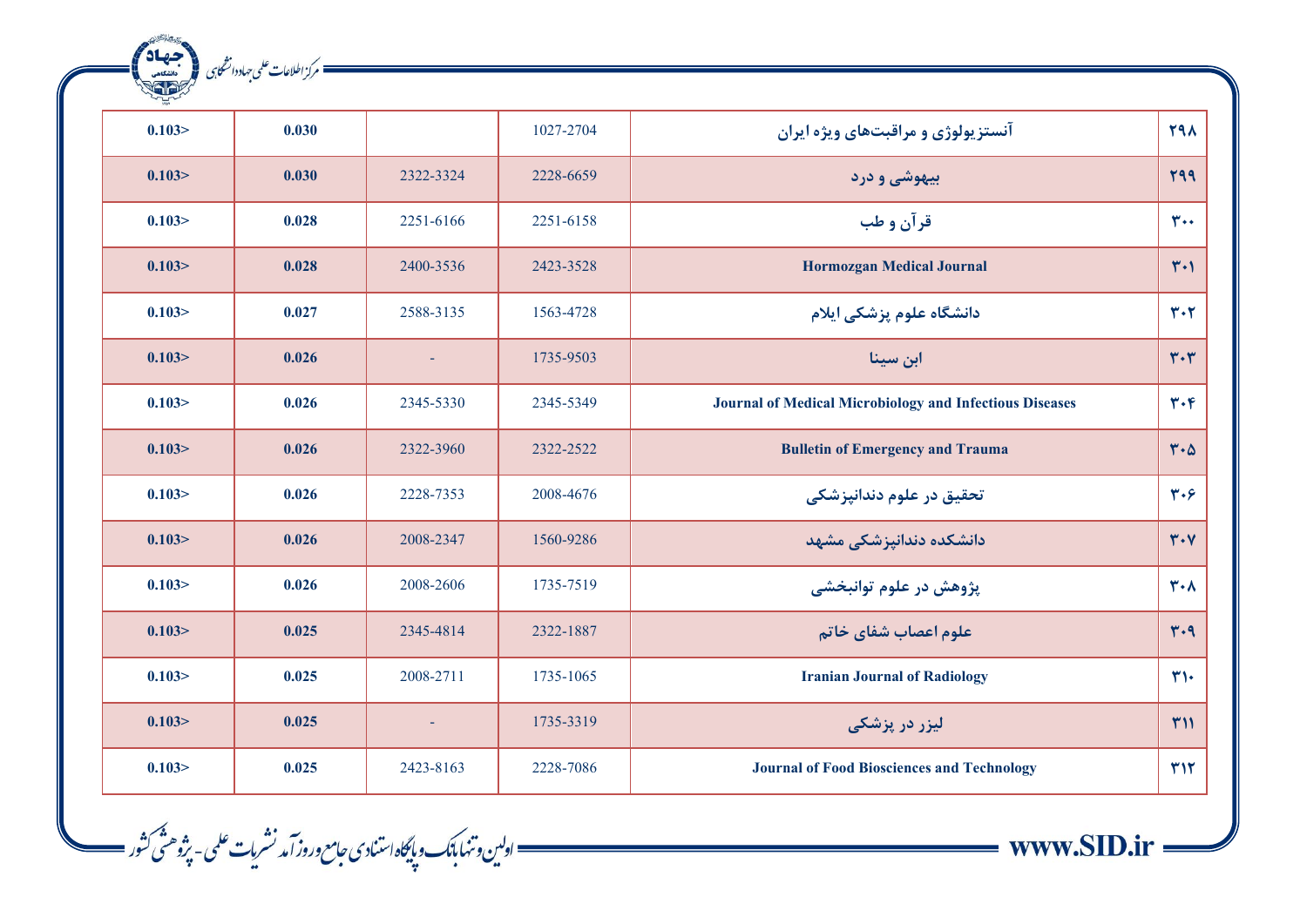| 0.103> | 0.030 | | 1027-2704 | آنستزیولوژی و مراقبت‌های ویژه ایران | ۲۹۸ |
|---|---|---|---|---|---|
| 0.103> | 0.030 | 2322-3324 | 2228-6659 | بیهوشی و درد | ۲۹۹ |
| 0.103> | 0.028 | 2251-6166 | 2251-6158 | قرآن و طب | ۳۰۰ |
| 0.103> | 0.028 | 2400-3536 | 2423-3528 | Hormozgan Medical Journal | ۳۰۱ |
| 0.103> | 0.027 | 2588-3135 | 1563-4728 | دانشگاه علوم پزشکی ایلام | ۳۰۲ |
| 0.103> | 0.026 | - | 1735-9503 | ابن سینا | ۳۰۳ |
| 0.103> | 0.026 | 2345-5330 | 2345-5349 | Journal of Medical Microbiology and Infectious Diseases | ۳۰۴ |
| 0.103> | 0.026 | 2322-3960 | 2322-2522 | Bulletin of Emergency and Trauma | ۳۰۵ |
| 0.103> | 0.026 | 2228-7353 | 2008-4676 | تحقیق در علوم دندانپزشکی | ۳۰۶ |
| 0.103> | 0.026 | 2008-2347 | 1560-9286 | دانشکده دندانپزشکی مشهد | ۳۰۷ |
| 0.103> | 0.026 | 2008-2606 | 1735-7519 | پژوهش در علوم توانبخشی | ۳۰۸ |
| 0.103> | 0.025 | 2345-4814 | 2322-1887 | علوم اعصاب شفای خاتم | ۳۰۹ |
| 0.103> | 0.025 | 2008-2711 | 1735-1065 | Iranian Journal of Radiology | ۳۱۰ |
| 0.103> | 0.025 | - | 1735-3319 | لیزر در پزشکی | ۳۱۱ |
| 0.103> | 0.025 | 2423-8163 | 2228-7086 | Journal of Food Biosciences and Technology | ۳۱۲ |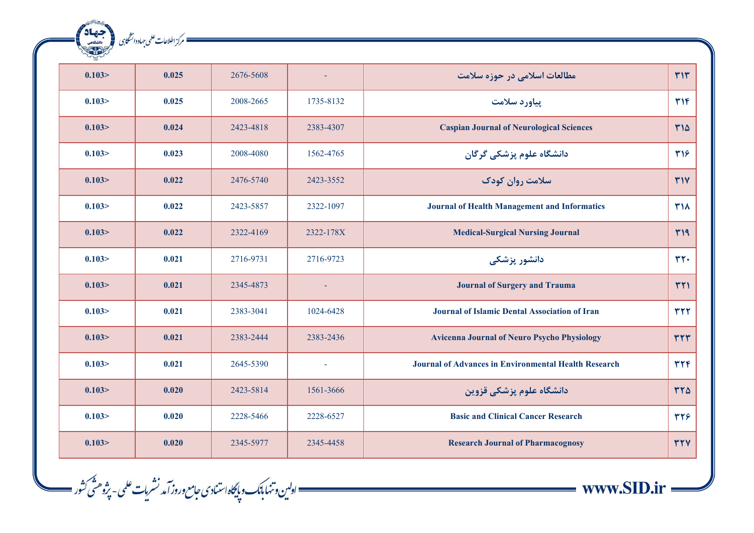| ۳۱۳ | مطالعات اسلامی در حوزه سلامت | - | 2676-5608 | 0.025 | 0.103> |
|---|---|---|---|---|---|
| ۳۱۴ | پیاورد سلامت | 1735-8132 | 2008-2665 | 0.025 | 0.103> |
| ۳۱۵ | Caspian Journal of Neurological Sciences | 2383-4307 | 2423-4818 | 0.024 | 0.103> |
| ۳۱۶ | دانشگاه علوم پزشکی گرگان | 1562-4765 | 2008-4080 | 0.023 | 0.103> |
| ۳۱۷ | سلامت روان کودک | 2423-3552 | 2476-5740 | 0.022 | 0.103> |
| ۳۱۸ | Journal of Health Management and Informatics | 2322-1097 | 2423-5857 | 0.022 | 0.103> |
| ۳۱۹ | Medical-Surgical Nursing Journal | 2322-178X | 2322-4169 | 0.022 | 0.103> |
| ۳۲۰ | دانشور پزشکی | 2716-9723 | 2716-9731 | 0.021 | 0.103> |
| ۳۲۱ | Journal of Surgery and Trauma | - | 2345-4873 | 0.021 | 0.103> |
| ۳۲۲ | Journal of Islamic Dental Association of Iran | 1024-6428 | 2383-3041 | 0.021 | 0.103> |
| ۳۲۳ | Avicenna Journal of Neuro Psycho Physiology | 2383-2436 | 2383-2444 | 0.021 | 0.103> |
| ۳۲۴ | Journal of Advances in Environmental Health Research | - | 2645-5390 | 0.021 | 0.103> |
| ۳۲۵ | دانشگاه علوم پزشکی قزوین | 1561-3666 | 2423-5814 | 0.020 | 0.103> |
| ۳۲۶ | Basic and Clinical Cancer Research | 2228-6527 | 2228-5466 | 0.020 | 0.103> |
| ۳۲۷ | Research Journal of Pharmacognosy | 2345-4458 | 2345-5977 | 0.020 | 0.103> |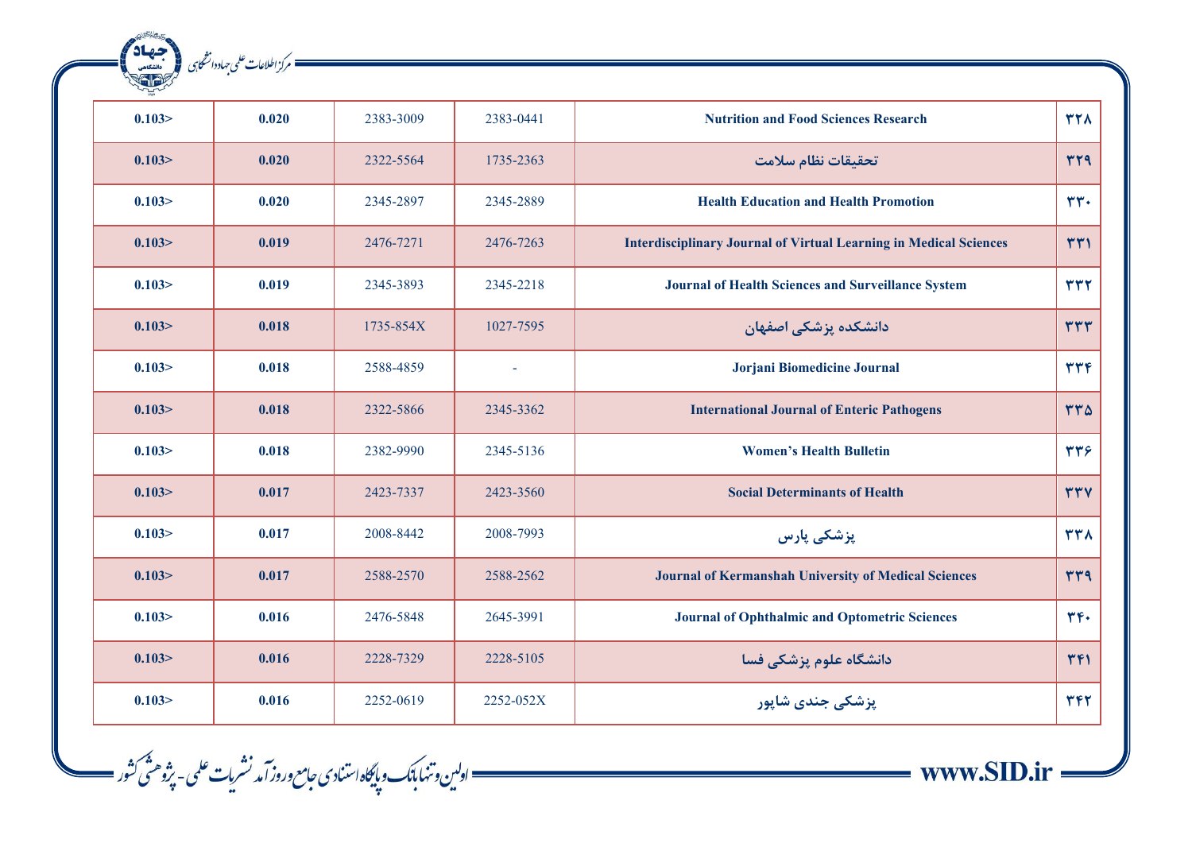| 0.103> | 0.020 | 2383-3009 | 2383-0441 | Nutrition and Food Sciences Research | ۳۲۸ |
|---|---|---|---|---|---|
| 0.103> | 0.020 | 2322-5564 | 1735-2363 | تحقیقات نظام سلامت | ۳۲۹ |
| 0.103> | 0.020 | 2345-2897 | 2345-2889 | Health Education and Health Promotion | ۳۳۰ |
| 0.103> | 0.019 | 2476-7271 | 2476-7263 | Interdisciplinary Journal of Virtual Learning in Medical Sciences | ۳۳۱ |
| 0.103> | 0.019 | 2345-3893 | 2345-2218 | Journal of Health Sciences and Surveillance System | ۳۳۲ |
| 0.103> | 0.018 | 1735-854X | 1027-7595 | دانشکده پزشکی اصفهان | ۳۳۳ |
| 0.103> | 0.018 | 2588-4859 | - | Jorjani Biomedicine Journal | ۳۳۴ |
| 0.103> | 0.018 | 2322-5866 | 2345-3362 | International Journal of Enteric Pathogens | ۳۳۵ |
| 0.103> | 0.018 | 2382-9990 | 2345-5136 | Women's Health Bulletin | ۳۳۶ |
| 0.103> | 0.017 | 2423-7337 | 2423-3560 | Social Determinants of Health | ۳۳۷ |
| 0.103> | 0.017 | 2008-8442 | 2008-7993 | پزشکی پارس | ۳۳۸ |
| 0.103> | 0.017 | 2588-2570 | 2588-2562 | Journal of Kermanshah University of Medical Sciences | ۳۳۹ |
| 0.103> | 0.016 | 2476-5848 | 2645-3991 | Journal of Ophthalmic and Optometric Sciences | ۳۴۰ |
| 0.103> | 0.016 | 2228-7329 | 2228-5105 | دانشگاه علوم پزشکی فسا | ۳۴۱ |
| 0.103> | 0.016 | 2252-0619 | 2252-052X | پزشکی جندی شاپور | ۳۴۲ |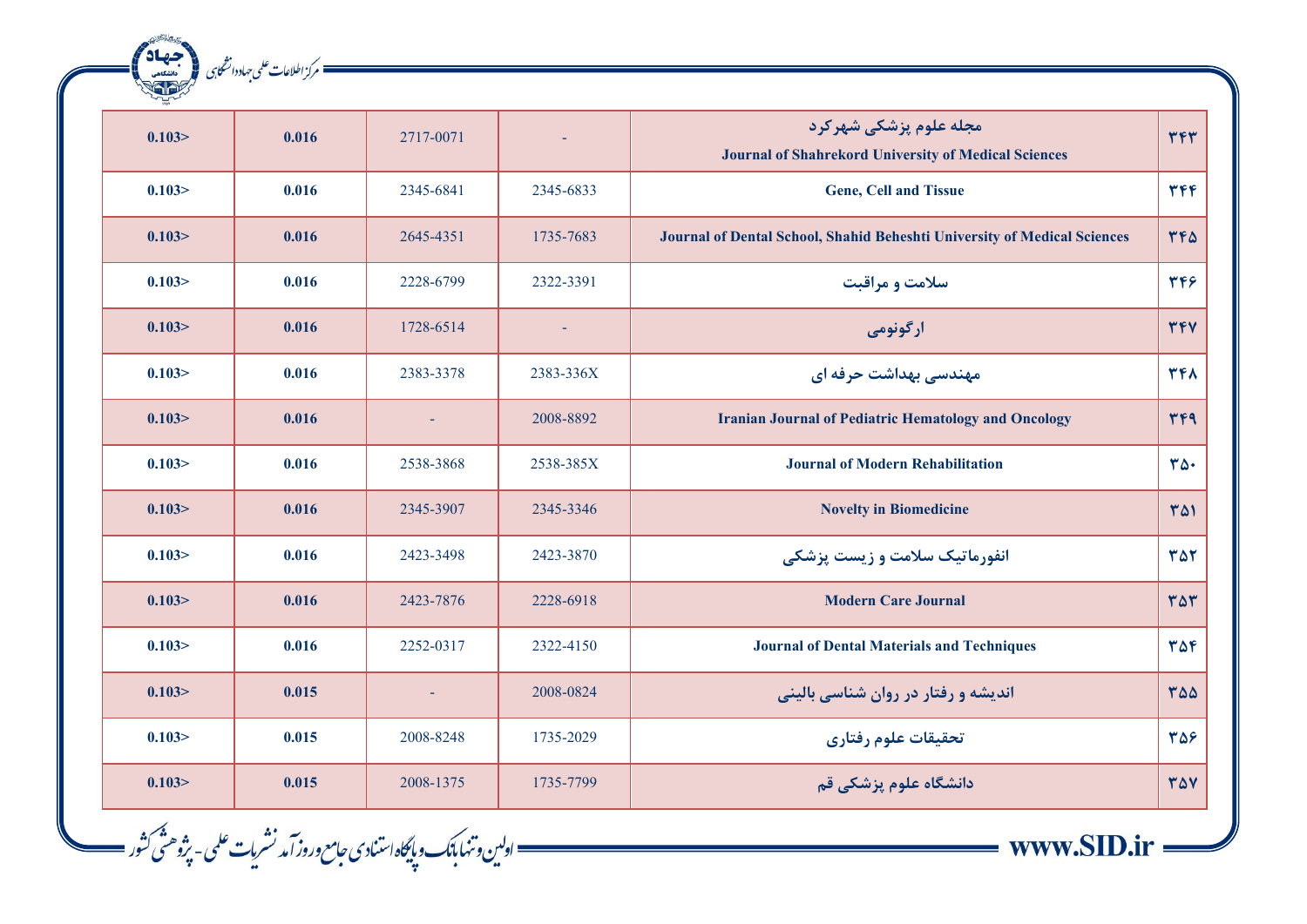| ۳۴۳ | مجله علوم پزشکی شهرکرد<br>Journal of Shahrekord University of Medical Sciences | - | 2717-0071 | 0.016 | 0.103> |
|---|---|---|---|---|---|
| ۳۴۴ | Gene, Cell and Tissue | 2345-6833 | 2345-6841 | 0.016 | 0.103> |
| ۳۴۵ | Journal of Dental School, Shahid Beheshti University of Medical Sciences | 1735-7683 | 2645-4351 | 0.016 | 0.103> |
| ۳۴۶ | سلامت و مراقبت | 2322-3391 | 2228-6799 | 0.016 | 0.103> |
| ۳۴۷ | ارگونومی | - | 1728-6514 | 0.016 | 0.103> |
| ۳۴۸ | مهندسی بهداشت حرفه ای | 2383-336X | 2383-3378 | 0.016 | 0.103> |
| ۳۴۹ | Iranian Journal of Pediatric Hematology and Oncology | 2008-8892 | - | 0.016 | 0.103> |
| ۳۵۰ | Journal of Modern Rehabilitation | 2538-385X | 2538-3868 | 0.016 | 0.103> |
| ۳۵۱ | Novelty in Biomedicine | 2345-3346 | 2345-3907 | 0.016 | 0.103> |
| ۳۵۲ | انفورماتیک سلامت و زیست پزشکی | 2423-3870 | 2423-3498 | 0.016 | 0.103> |
| ۳۵۳ | Modern Care Journal | 2228-6918 | 2423-7876 | 0.016 | 0.103> |
| ۳۵۴ | Journal of Dental Materials and Techniques | 2322-4150 | 2252-0317 | 0.016 | 0.103> |
| ۳۵۵ | اندیشه و رفتار در روان شناسی بالینی | 2008-0824 | - | 0.015 | 0.103> |
| ۳۵۶ | تحقیقات علوم رفتاری | 1735-2029 | 2008-8248 | 0.015 | 0.103> |
| ۳۵۷ | دانشگاه علوم پزشکی قم | 1735-7799 | 2008-1375 | 0.015 | 0.103> |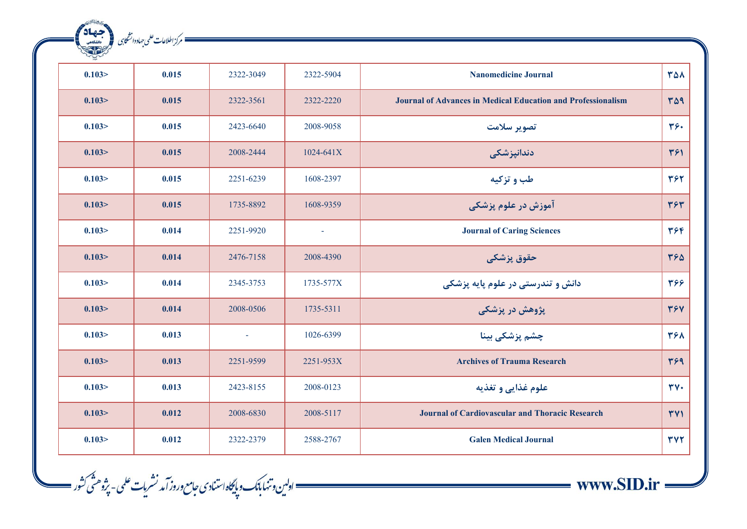| 0.103> | 0.015 | 2322-3049 | 2322-5904 | Nanomedicine Journal | ۳۵۸ |
|---|---|---|---|---|---|
| 0.103> | 0.015 | 2322-3561 | 2322-2220 | Journal of Advances in Medical Education and Professionalism | ۳۵۹ |
| 0.103> | 0.015 | 2423-6640 | 2008-9058 | تصویر سلامت | ۳۶۰ |
| 0.103> | 0.015 | 2008-2444 | 1024-641X | دندانپزشکی | ۳۶۱ |
| 0.103> | 0.015 | 2251-6239 | 1608-2397 | طب و تزکیه | ۳۶۲ |
| 0.103> | 0.015 | 1735-8892 | 1608-9359 | آموزش در علوم پزشکی | ۳۶۳ |
| 0.103> | 0.014 | 2251-9920 | - | Journal of Caring Sciences | ۳۶۴ |
| 0.103> | 0.014 | 2476-7158 | 2008-4390 | حقوق پزشکی | ۳۶۵ |
| 0.103> | 0.014 | 2345-3753 | 1735-577X | دانش و تندرستی در علوم پایه پزشکی | ۳۶۶ |
| 0.103> | 0.014 | 2008-0506 | 1735-5311 | پژوهش در پزشکی | ۳۶۷ |
| 0.103> | 0.013 | - | 1026-6399 | چشم پزشکی بینا | ۳۶۸ |
| 0.103> | 0.013 | 2251-9599 | 2251-953X | Archives of Trauma Research | ۳۶۹ |
| 0.103> | 0.013 | 2423-8155 | 2008-0123 | علوم غذایی و تغذیه | ۳۷۰ |
| 0.103> | 0.012 | 2008-6830 | 2008-5117 | Journal of Cardiovascular and Thoracic Research | ۳۷۱ |
| 0.103> | 0.012 | 2322-2379 | 2588-2767 | Galen Medical Journal | ۳۷۲ |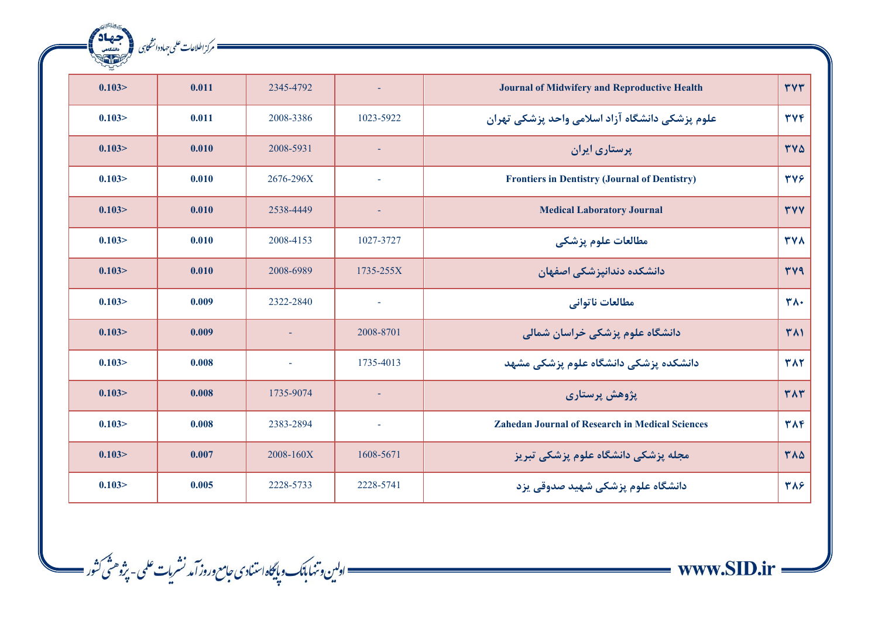| | | | | | |
|---|---|---|---|---|---|
| 0.103> | 0.011 | 2345-4792 | - | Journal of Midwifery and Reproductive Health | ۳۷۳ |
| 0.103> | 0.011 | 2008-3386 | 1023-5922 | علوم پزشکی دانشگاه آزاد اسلامی واحد پزشکی تهران | ۳۷۴ |
| 0.103> | 0.010 | 2008-5931 | - | پرستاری ایران | ۳۷۵ |
| 0.103> | 0.010 | 2676-296X | - | Frontiers in Dentistry (Journal of Dentistry) | ۳۷۶ |
| 0.103> | 0.010 | 2538-4449 | - | Medical Laboratory Journal | ۳۷۷ |
| 0.103> | 0.010 | 2008-4153 | 1027-3727 | مطالعات علوم پزشکی | ۳۷۸ |
| 0.103> | 0.010 | 2008-6989 | 1735-255X | دانشکده دندانپزشکی اصفهان | ۳۷۹ |
| 0.103> | 0.009 | 2322-2840 | - | مطالعات ناتوانی | ۳۸۰ |
| 0.103> | 0.009 | - | 2008-8701 | دانشگاه علوم پزشکی خراسان شمالی | ۳۸۱ |
| 0.103> | 0.008 | - | 1735-4013 | دانشکده پزشکی دانشگاه علوم پزشکی مشهد | ۳۸۲ |
| 0.103> | 0.008 | 1735-9074 | - | پژوهش پرستاری | ۳۸۳ |
| 0.103> | 0.008 | 2383-2894 | - | Zahedan Journal of Research in Medical Sciences | ۳۸۴ |
| 0.103> | 0.007 | 2008-160X | 1608-5671 | مجله پزشکی دانشگاه علوم پزشکی تبریز | ۳۸۵ |
| 0.103> | 0.005 | 2228-5733 | 2228-5741 | دانشگاه علوم پزشکی شهید صدوقی یزد | ۳۸۶ |